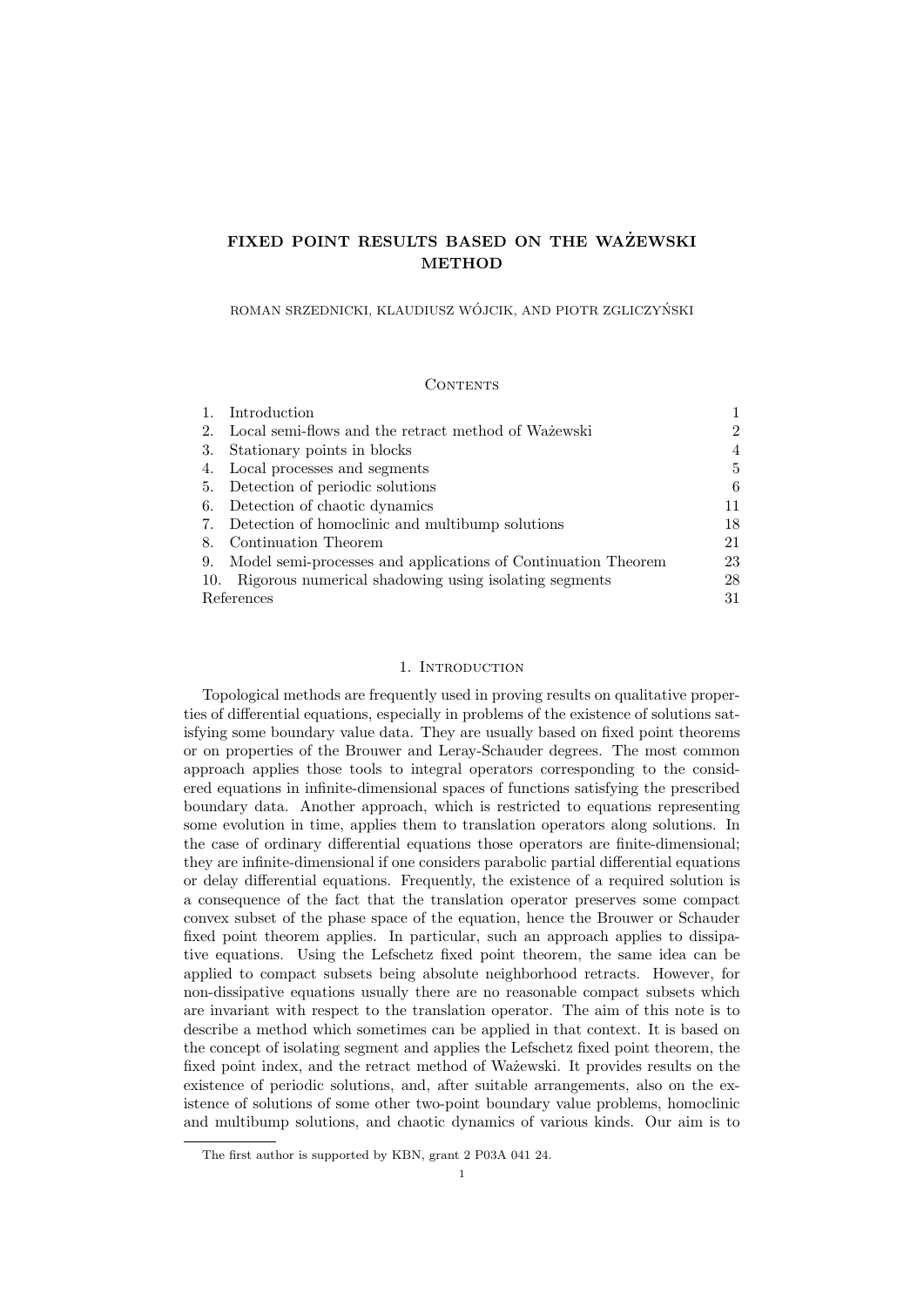# FIXED POINT RESULTS BASED ON THE WAŻEWSKI METHOD

ROMAN SRZEDNICKI, KLAUDIUSZ WÓJCIK, AND PIOTR ZGLICZYŃSKI

## Contents

| | | |
|---|---|---|
| 1. | Introduction | 1 |
| 2. | Local semi-flows and the retract method of Ważewski | 2 |
| 3. | Stationary points in blocks | 4 |
| 4. | Local processes and segments | 5 |
| 5. | Detection of periodic solutions | 6 |
| 6. | Detection of chaotic dynamics | 11 |
| 7. | Detection of homoclinic and multibump solutions | 18 |
| 8. | Continuation Theorem | 21 |
| 9. | Model semi-processes and applications of Continuation Theorem | 23 |
| 10. | Rigorous numerical shadowing using isolating segments | 28 |
| | References | 31 |

## 1. Introduction

Topological methods are frequently used in proving results on qualitative properties of differential equations, especially in problems of the existence of solutions satisfying some boundary value data. They are usually based on fixed point theorems or on properties of the Brouwer and Leray-Schauder degrees. The most common approach applies those tools to integral operators corresponding to the considered equations in infinite-dimensional spaces of functions satisfying the prescribed boundary data. Another approach, which is restricted to equations representing some evolution in time, applies them to translation operators along solutions. In the case of ordinary differential equations those operators are finite-dimensional; they are infinite-dimensional if one considers parabolic partial differential equations or delay differential equations. Frequently, the existence of a required solution is a consequence of the fact that the translation operator preserves some compact convex subset of the phase space of the equation, hence the Brouwer or Schauder fixed point theorem applies. In particular, such an approach applies to dissipative equations. Using the Lefschetz fixed point theorem, the same idea can be applied to compact subsets being absolute neighborhood retracts. However, for non-dissipative equations usually there are no reasonable compact subsets which are invariant with respect to the translation operator. The aim of this note is to describe a method which sometimes can be applied in that context. It is based on the concept of isolating segment and applies the Lefschetz fixed point theorem, the fixed point index, and the retract method of Ważewski. It provides results on the existence of periodic solutions, and, after suitable arrangements, also on the existence of solutions of some other two-point boundary value problems, homoclinic and multibump solutions, and chaotic dynamics of various kinds. Our aim is to

The first author is supported by KBN, grant 2 P03A 041 24.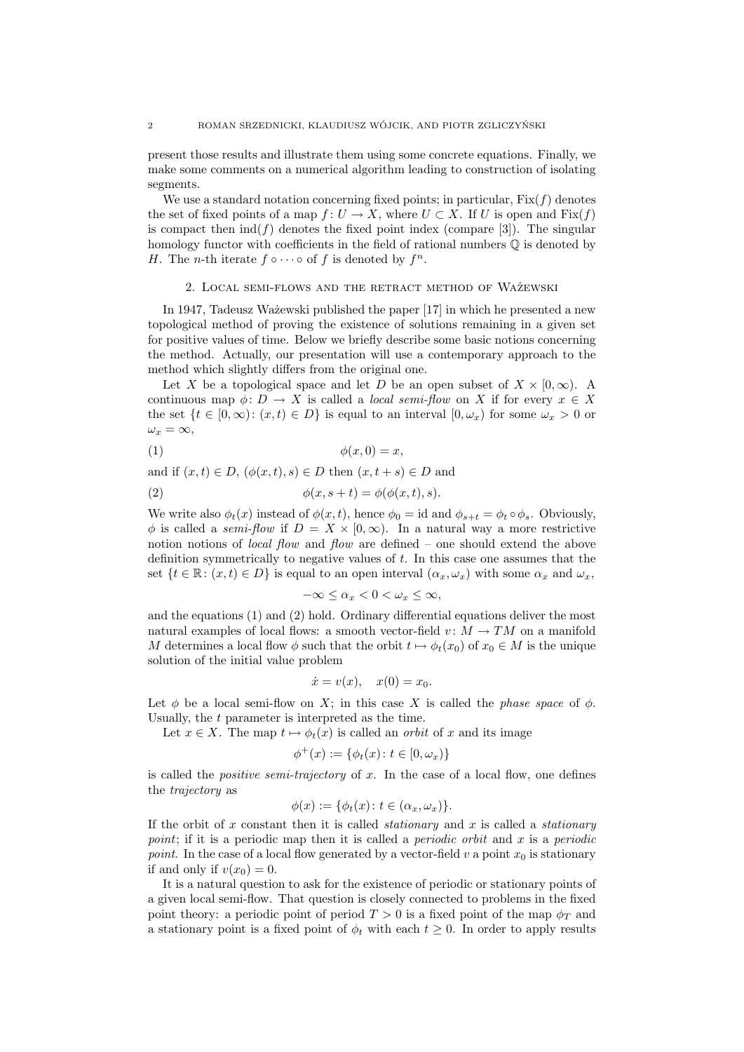present those results and illustrate them using some concrete equations. Finally, we make some comments on a numerical algorithm leading to construction of isolating segments.

We use a standard notation concerning fixed points; in particular, $\mathrm{Fix}(f)$ denotes the set of fixed points of a map $f\colon U \to X$, where $U \subset X$. If $U$ is open and $\mathrm{Fix}(f)$ is compact then $\mathrm{ind}(f)$ denotes the fixed point index (compare [3]). The singular homology functor with coefficients in the field of rational numbers $\mathbb{Q}$ is denoted by $H$. The $n$-th iterate $f \circ \cdots \circ$ of $f$ is denoted by $f^n$.

## 2. Local semi-flows and the retract method of Ważewski

In 1947, Tadeusz Ważewski published the paper [17] in which he presented a new topological method of proving the existence of solutions remaining in a given set for positive values of time. Below we briefly describe some basic notions concerning the method. Actually, our presentation will use a contemporary approach to the method which slightly differs from the original one.

Let $X$ be a topological space and let $D$ be an open subset of $X \times [0, \infty)$. A continuous map $\phi\colon D \to X$ is called a *local semi-flow* on $X$ if for every $x \in X$ the set $\{t \in [0, \infty)\colon (x, t) \in D\}$ is equal to an interval $[0, \omega_x)$ for some $\omega_x > 0$ or $\omega_x = \infty$,

$$\phi(x, 0) = x, \tag{1}$$

and if $(x, t) \in D$, $(\phi(x, t), s) \in D$ then $(x, t + s) \in D$ and

$$\phi(x, s + t) = \phi(\phi(x, t), s). \tag{2}$$

We write also $\phi_t(x)$ instead of $\phi(x, t)$, hence $\phi_0 = \mathrm{id}$ and $\phi_{s+t} = \phi_t \circ \phi_s$. Obviously, $\phi$ is called a *semi-flow* if $D = X \times [0, \infty)$. In a natural way a more restrictive notion notions of *local flow* and *flow* are defined – one should extend the above definition symmetrically to negative values of $t$. In this case one assumes that the set $\{t \in \mathbb{R}\colon (x, t) \in D\}$ is equal to an open interval $(\alpha_x, \omega_x)$ with some $\alpha_x$ and $\omega_x$,

$$-\infty \le \alpha_x < 0 < \omega_x \le \infty,$$

and the equations (1) and (2) hold. Ordinary differential equations deliver the most natural examples of local flows: a smooth vector-field $v\colon M \to TM$ on a manifold $M$ determines a local flow $\phi$ such that the orbit $t \mapsto \phi_t(x_0)$ of $x_0 \in M$ is the unique solution of the initial value problem

$$\dot{x} = v(x), \quad x(0) = x_0.$$

Let $\phi$ be a local semi-flow on $X$; in this case $X$ is called the *phase space* of $\phi$. Usually, the $t$ parameter is interpreted as the time.

Let $x \in X$. The map $t \mapsto \phi_t(x)$ is called an *orbit* of $x$ and its image

$$\phi^+(x) := \{\phi_t(x)\colon t \in [0, \omega_x)\}$$

is called the *positive semi-trajectory* of $x$. In the case of a local flow, one defines the *trajectory* as

$$\phi(x) := \{\phi_t(x)\colon t \in (\alpha_x, \omega_x)\}.$$

If the orbit of $x$ constant then it is called *stationary* and $x$ is called a *stationary point*; if it is a periodic map then it is called a *periodic orbit* and $x$ is a *periodic point*. In the case of a local flow generated by a vector-field $v$ a point $x_0$ is stationary if and only if $v(x_0) = 0$.

It is a natural question to ask for the existence of periodic or stationary points of a given local semi-flow. That question is closely connected to problems in the fixed point theory: a periodic point of period $T > 0$ is a fixed point of the map $\phi_T$ and a stationary point is a fixed point of $\phi_t$ with each $t \ge 0$. In order to apply results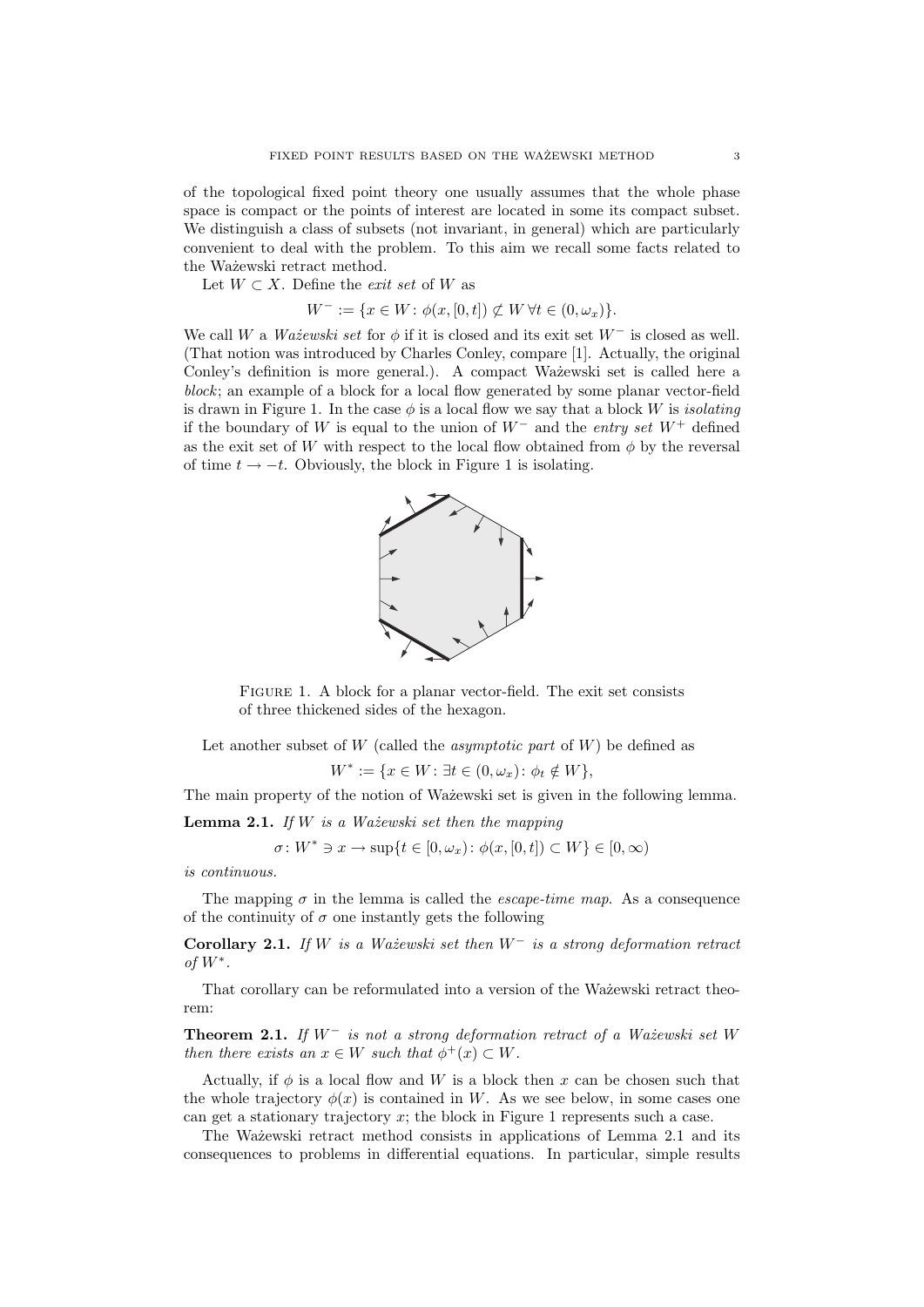of the topological fixed point theory one usually assumes that the whole phase space is compact or the points of interest are located in some its compact subset. We distinguish a class of subsets (not invariant, in general) which are particularly convenient to deal with the problem. To this aim we recall some facts related to the Ważewski retract method.

Let $W \subset X$. Define the *exit set* of $W$ as

$$W^- := \{x \in W \colon \phi(x, [0,t]) \not\subset W \; \forall t \in (0, \omega_x)\}.$$

We call $W$ a *Ważewski set* for $\phi$ if it is closed and its exit set $W^-$ is closed as well. (That notion was introduced by Charles Conley, compare [1]. Actually, the original Conley's definition is more general.). A compact Ważewski set is called here a *block*; an example of a block for a local flow generated by some planar vector-field is drawn in Figure 1. In the case $\phi$ is a local flow we say that a block $W$ is *isolating* if the boundary of $W$ is equal to the union of $W^-$ and the *entry set* $W^+$ defined as the exit set of $W$ with respect to the local flow obtained from $\phi$ by the reversal of time $t \to -t$. Obviously, the block in Figure 1 is isolating.

Figure 1. A block for a planar vector-field. The exit set consists of three thickened sides of the hexagon.

Let another subset of $W$ (called the *asymptotic part* of $W$) be defined as

$$W^* := \{x \in W \colon \exists t \in (0, \omega_x) \colon \phi_t \notin W\},$$

The main property of the notion of Ważewski set is given in the following lemma.

**Lemma 2.1.** *If $W$ is a Ważewski set then the mapping*

$$\sigma \colon W^* \ni x \to \sup\{t \in [0, \omega_x) \colon \phi(x, [0,t]) \subset W\} \in [0, \infty)$$

*is continuous.*

The mapping $\sigma$ in the lemma is called the *escape-time map*. As a consequence of the continuity of $\sigma$ one instantly gets the following

**Corollary 2.1.** *If $W$ is a Ważewski set then $W^-$ is a strong deformation retract of $W^*$.*

That corollary can be reformulated into a version of the Ważewski retract theorem:

**Theorem 2.1.** *If $W^-$ is not a strong deformation retract of a Ważewski set $W$ then there exists an $x \in W$ such that $\phi^+(x) \subset W$.*

Actually, if $\phi$ is a local flow and $W$ is a block then $x$ can be chosen such that the whole trajectory $\phi(x)$ is contained in $W$. As we see below, in some cases one can get a stationary trajectory $x$; the block in Figure 1 represents such a case.

The Ważewski retract method consists in applications of Lemma 2.1 and its consequences to problems in differential equations. In particular, simple results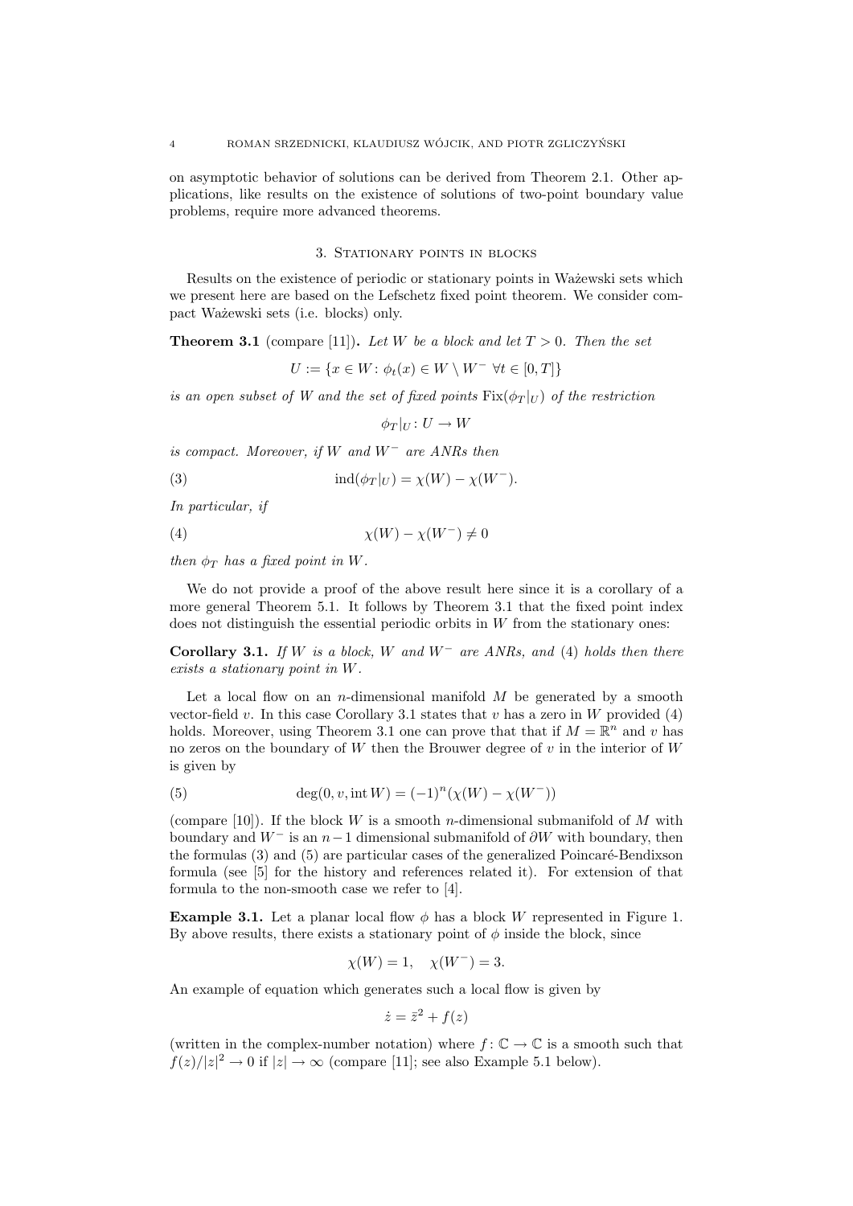on asymptotic behavior of solutions can be derived from Theorem 2.1. Other applications, like results on the existence of solutions of two-point boundary value problems, require more advanced theorems.

## 3. Stationary points in blocks

Results on the existence of periodic or stationary points in Ważewski sets which we present here are based on the Lefschetz fixed point theorem. We consider compact Ważewski sets (i.e. blocks) only.

**Theorem 3.1** (compare [11]). *Let $W$ be a block and let $T > 0$. Then the set*

$$U := \{x \in W \colon \phi_t(x) \in W \setminus W^- \ \forall t \in [0, T]\}$$

*is an open subset of $W$ and the set of fixed points $\mathrm{Fix}(\phi_T|_U)$ of the restriction*

$$\phi_T|_U \colon U \to W$$

*is compact. Moreover, if $W$ and $W^-$ are ANRs then*

$$\mathrm{ind}(\phi_T|_U) = \chi(W) - \chi(W^-). \tag{3}$$

*In particular, if*

$$\chi(W) - \chi(W^-) \neq 0 \tag{4}$$

*then $\phi_T$ has a fixed point in $W$.*

We do not provide a proof of the above result here since it is a corollary of a more general Theorem 5.1. It follows by Theorem 3.1 that the fixed point index does not distinguish the essential periodic orbits in $W$ from the stationary ones:

**Corollary 3.1.** *If $W$ is a block, $W$ and $W^-$ are ANRs, and (4) holds then there exists a stationary point in $W$.*

Let a local flow on an $n$-dimensional manifold $M$ be generated by a smooth vector-field $v$. In this case Corollary 3.1 states that $v$ has a zero in $W$ provided (4) holds. Moreover, using Theorem 3.1 one can prove that that if $M = \mathbb{R}^n$ and $v$ has no zeros on the boundary of $W$ then the Brouwer degree of $v$ in the interior of $W$ is given by

$$\deg(0, v, \mathrm{int}\, W) = (-1)^n(\chi(W) - \chi(W^-)) \tag{5}$$

(compare [10]). If the block $W$ is a smooth $n$-dimensional submanifold of $M$ with boundary and $W^-$ is an $n-1$ dimensional submanifold of $\partial W$ with boundary, then the formulas (3) and (5) are particular cases of the generalized Poincaré-Bendixson formula (see [5] for the history and references related it). For extension of that formula to the non-smooth case we refer to [4].

**Example 3.1.** Let a planar local flow $\phi$ has a block $W$ represented in Figure 1. By above results, there exists a stationary point of $\phi$ inside the block, since

$$\chi(W) = 1, \quad \chi(W^-) = 3.$$

An example of equation which generates such a local flow is given by

$$\dot{z} = \bar{z}^2 + f(z)$$

(written in the complex-number notation) where $f \colon \mathbb{C} \to \mathbb{C}$ is a smooth such that $f(z)/|z|^2 \to 0$ if $|z| \to \infty$ (compare [11]; see also Example 5.1 below).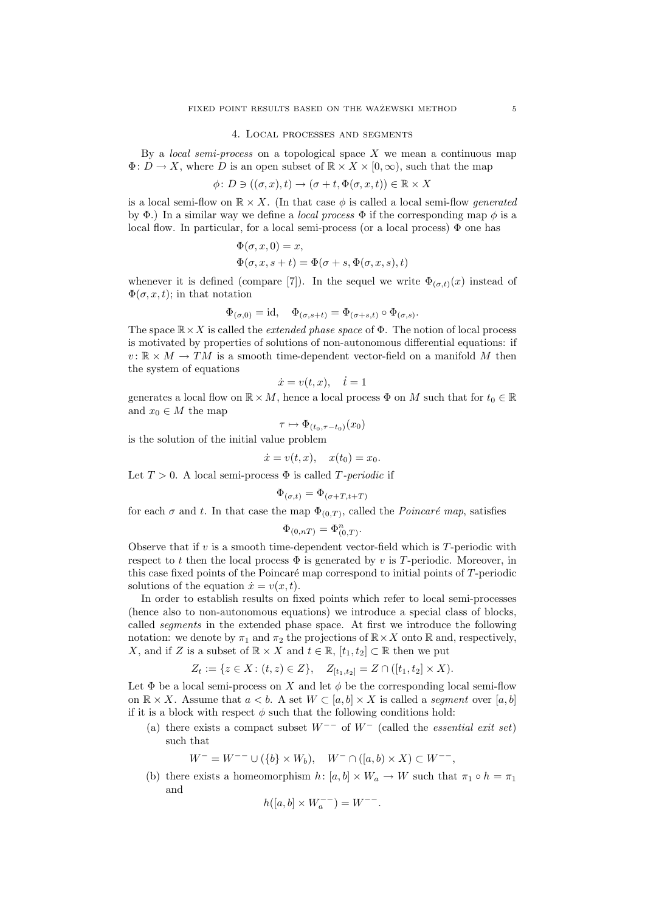## 4. Local processes and segments

By a *local semi-process* on a topological space $X$ we mean a continuous map $\Phi\colon D \to X$, where $D$ is an open subset of $\mathbb{R} \times X \times [0, \infty)$, such that the map

$$\phi\colon D \ni ((\sigma, x), t) \to (\sigma + t, \Phi(\sigma, x, t)) \in \mathbb{R} \times X$$

is a local semi-flow on $\mathbb{R} \times X$. (In that case $\phi$ is called a local semi-flow *generated* by $\Phi$.) In a similar way we define a *local process* $\Phi$ if the corresponding map $\phi$ is a local flow. In particular, for a local semi-process (or a local process) $\Phi$ one has

$$\Phi(\sigma, x, 0) = x,$$
$$\Phi(\sigma, x, s + t) = \Phi(\sigma + s, \Phi(\sigma, x, s), t)$$

whenever it is defined (compare [7]). In the sequel we write $\Phi_{(\sigma,t)}(x)$ instead of $\Phi(\sigma, x, t)$; in that notation

$$\Phi_{(\sigma,0)} = \mathrm{id}, \quad \Phi_{(\sigma,s+t)} = \Phi_{(\sigma+s,t)} \circ \Phi_{(\sigma,s)}.$$

The space $\mathbb{R} \times X$ is called the *extended phase space* of $\Phi$. The notion of local process is motivated by properties of solutions of non-autonomous differential equations: if $v\colon \mathbb{R} \times M \to TM$ is a smooth time-dependent vector-field on a manifold $M$ then the system of equations

$$\dot{x} = v(t, x), \quad \dot{t} = 1$$

generates a local flow on $\mathbb{R} \times M$, hence a local process $\Phi$ on $M$ such that for $t_0 \in \mathbb{R}$ and $x_0 \in M$ the map

$$\tau \mapsto \Phi_{(t_0, \tau - t_0)}(x_0)$$

is the solution of the initial value problem

$$\dot{x} = v(t, x), \quad x(t_0) = x_0.$$

Let $T > 0$. A local semi-process $\Phi$ is called *$T$-periodic* if

$$\Phi_{(\sigma,t)} = \Phi_{(\sigma+T,t+T)}$$

for each $\sigma$ and $t$. In that case the map $\Phi_{(0,T)}$, called the *Poincaré map*, satisfies

$$\Phi_{(0,nT)} = \Phi^n_{(0,T)}.$$

Observe that if $v$ is a smooth time-dependent vector-field which is $T$-periodic with respect to $t$ then the local process $\Phi$ is generated by $v$ is $T$-periodic. Moreover, in this case fixed points of the Poincaré map correspond to initial points of $T$-periodic solutions of the equation $\dot{x} = v(x, t)$.

In order to establish results on fixed points which refer to local semi-processes (hence also to non-autonomous equations) we introduce a special class of blocks, called *segments* in the extended phase space. At first we introduce the following notation: we denote by $\pi_1$ and $\pi_2$ the projections of $\mathbb{R} \times X$ onto $\mathbb{R}$ and, respectively, $X$, and if $Z$ is a subset of $\mathbb{R} \times X$ and $t \in \mathbb{R}$, $[t_1, t_2] \subset \mathbb{R}$ then we put

$$Z_t := \{z \in X\colon (t, z) \in Z\}, \quad Z_{[t_1,t_2]} = Z \cap ([t_1, t_2] \times X).$$

Let $\Phi$ be a local semi-process on $X$ and let $\phi$ be the corresponding local semi-flow on $\mathbb{R} \times X$. Assume that $a < b$. A set $W \subset [a, b] \times X$ is called a *segment* over $[a, b]$ if it is a block with respect $\phi$ such that the following conditions hold:

(a) there exists a compact subset $W^{--}$ of $W^-$ (called the *essential exit set*) such that

$$W^- = W^{--} \cup (\{b\} \times W_b), \quad W^- \cap ([a, b) \times X) \subset W^{--},$$

(b) there exists a homeomorphism $h\colon [a, b] \times W_a \to W$ such that $\pi_1 \circ h = \pi_1$ and

$$h([a, b] \times W_a^{--}) = W^{--}.$$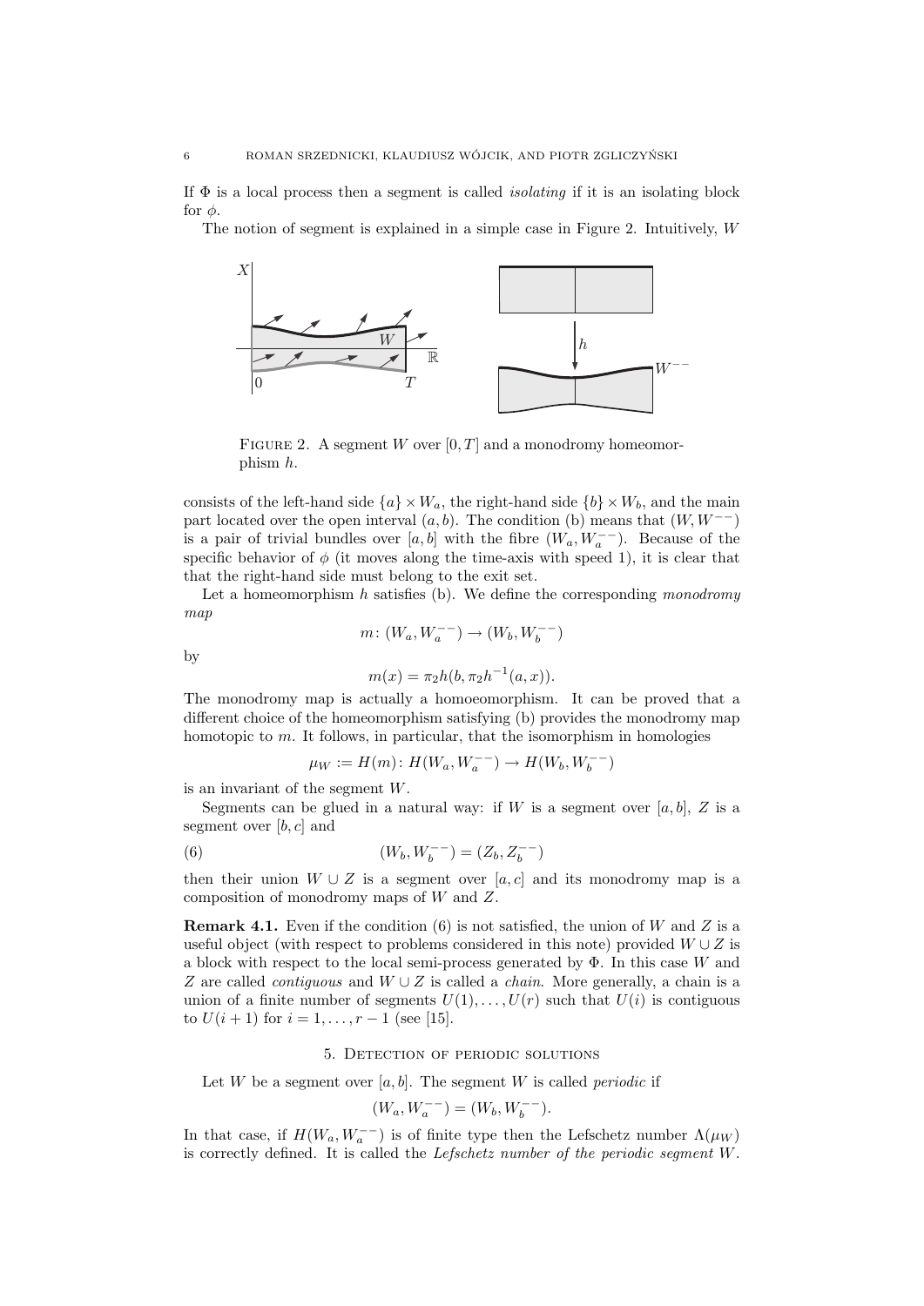If $\Phi$ is a local process then a segment is called *isolating* if it is an isolating block for $\phi$.

The notion of segment is explained in a simple case in Figure 2. Intuitively, $W$

FIGURE 2. A segment $W$ over $[0, T]$ and a monodromy homeomorphism $h$.

consists of the left-hand side $\{a\} \times W_a$, the right-hand side $\{b\} \times W_b$, and the main part located over the open interval $(a, b)$. The condition (b) means that $(W, W^{--})$ is a pair of trivial bundles over $[a, b]$ with the fibre $(W_a, W_a^{--})$. Because of the specific behavior of $\phi$ (it moves along the time-axis with speed 1), it is clear that that the right-hand side must belong to the exit set.

Let a homeomorphism $h$ satisfies (b). We define the corresponding *monodromy map*

$$m\colon (W_a, W_a^{--}) \to (W_b, W_b^{--})$$

by

$$m(x) = \pi_2 h(b, \pi_2 h^{-1}(a, x)).$$

The monodromy map is actually a homoeomorphism. It can be proved that a different choice of the homeomorphism satisfying (b) provides the monodromy map homotopic to $m$. It follows, in particular, that the isomorphism in homologies

$$\mu_W := H(m)\colon H(W_a, W_a^{--}) \to H(W_b, W_b^{--})$$

is an invariant of the segment $W$.

Segments can be glued in a natural way: if $W$ is a segment over $[a, b]$, $Z$ is a segment over $[b, c]$ and

$$(W_b, W_b^{--}) = (Z_b, Z_b^{--}) \tag{6}$$

then their union $W \cup Z$ is a segment over $[a, c]$ and its monodromy map is a composition of monodromy maps of $W$ and $Z$.

**Remark 4.1.** Even if the condition (6) is not satisfied, the union of $W$ and $Z$ is a useful object (with respect to problems considered in this note) provided $W \cup Z$ is a block with respect to the local semi-process generated by $\Phi$. In this case $W$ and $Z$ are called *contiguous* and $W \cup Z$ is called a *chain*. More generally, a chain is a union of a finite number of segments $U(1), \ldots, U(r)$ such that $U(i)$ is contiguous to $U(i + 1)$ for $i = 1, \ldots, r - 1$ (see [15].

## 5. Detection of periodic solutions

Let $W$ be a segment over $[a, b]$. The segment $W$ is called *periodic* if

$$(W_a, W_a^{--}) = (W_b, W_b^{--}).$$

In that case, if $H(W_a, W_a^{--})$ is of finite type then the Lefschetz number $\Lambda(\mu_W)$ is correctly defined. It is called the *Lefschetz number of the periodic segment $W$*.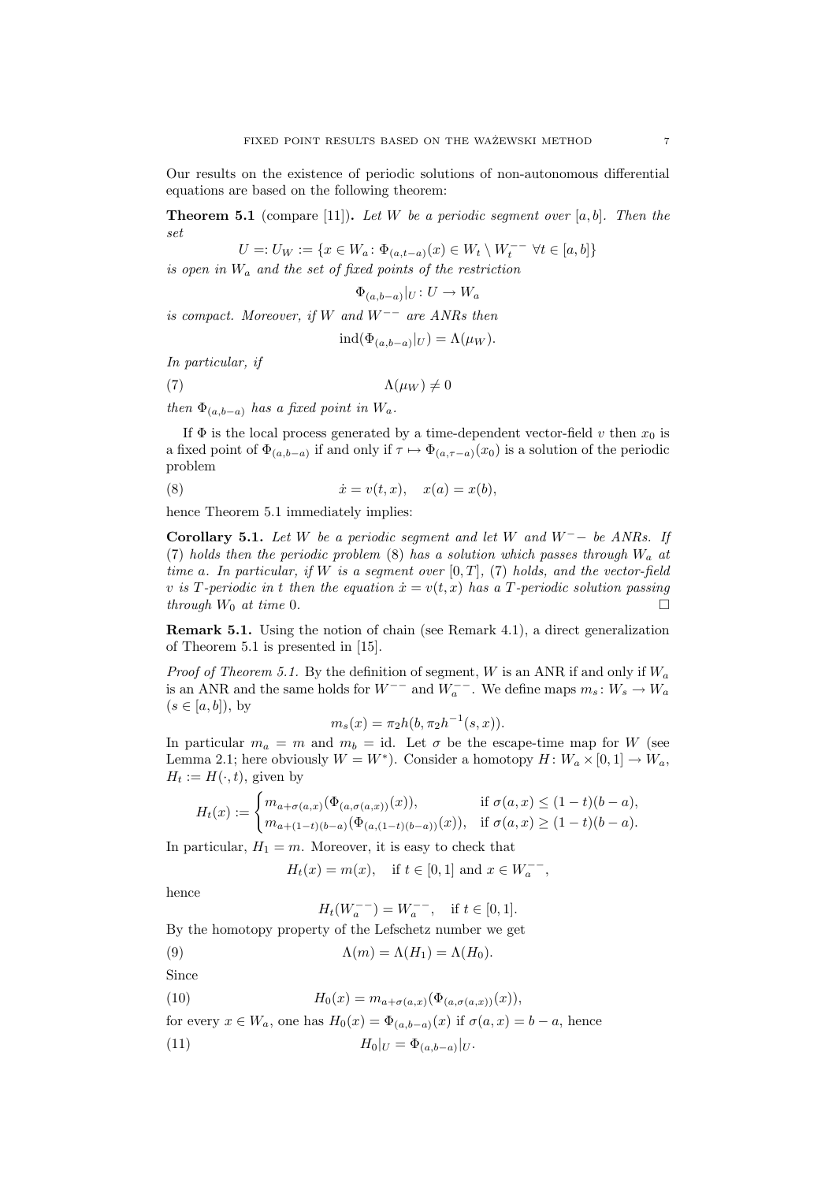Our results on the existence of periodic solutions of non-autonomous differential equations are based on the following theorem:

**Theorem 5.1** (compare [11]). *Let $W$ be a periodic segment over $[a,b]$. Then the set*

$$U =: U_W := \{x \in W_a \colon \Phi_{(a,t-a)}(x) \in W_t \setminus W_t^{--} \ \forall t \in [a,b]\}$$

*is open in $W_a$ and the set of fixed points of the restriction*

$$\Phi_{(a,b-a)}|_U \colon U \to W_a$$

*is compact. Moreover, if $W$ and $W^{--}$ are ANRs then*

$$\operatorname{ind}(\Phi_{(a,b-a)}|_U) = \Lambda(\mu_W).$$

*In particular, if*

$$\Lambda(\mu_W) \neq 0 \tag{7}$$

*then $\Phi_{(a,b-a)}$ has a fixed point in $W_a$.*

If $\Phi$ is the local process generated by a time-dependent vector-field $v$ then $x_0$ is a fixed point of $\Phi_{(a,b-a)}$ if and only if $\tau \mapsto \Phi_{(a,\tau-a)}(x_0)$ is a solution of the periodic problem

$$\dot{x} = v(t,x), \quad x(a) = x(b), \tag{8}$$

hence Theorem 5.1 immediately implies:

**Corollary 5.1.** *Let $W$ be a periodic segment and let $W$ and $W^{-}-$ be ANRs. If (7) holds then the periodic problem (8) has a solution which passes through $W_a$ at time $a$. In particular, if $W$ is a segment over $[0,T]$, (7) holds, and the vector-field $v$ is $T$-periodic in $t$ then the equation $\dot{x} = v(t,x)$ has a $T$-periodic solution passing through $W_0$ at time $0$.* □

**Remark 5.1.** Using the notion of chain (see Remark 4.1), a direct generalization of Theorem 5.1 is presented in [15].

*Proof of Theorem 5.1.* By the definition of segment, $W$ is an ANR if and only if $W_a$ is an ANR and the same holds for $W^{--}$ and $W_a^{--}$. We define maps $m_s \colon W_s \to W_a$ ($s \in [a,b]$), by

$$m_s(x) = \pi_2 h(b, \pi_2 h^{-1}(s,x)).$$

In particular $m_a = m$ and $m_b = \mathrm{id}$. Let $\sigma$ be the escape-time map for $W$ (see Lemma 2.1; here obviously $W = W^*$). Consider a homotopy $H \colon W_a \times [0,1] \to W_a$, $H_t := H(\cdot, t)$, given by

$$H_t(x) := \begin{cases} m_{a+\sigma(a,x)}(\Phi_{(a,\sigma(a,x))}(x)), & \text{if } \sigma(a,x) \leq (1-t)(b-a), \\ m_{a+(1-t)(b-a)}(\Phi_{(a,(1-t)(b-a))}(x)), & \text{if } \sigma(a,x) \geq (1-t)(b-a). \end{cases}$$

In particular, $H_1 = m$. Moreover, it is easy to check that

$$H_t(x) = m(x), \quad \text{if } t \in [0,1] \text{ and } x \in W_a^{--},$$

hence

$$H_t(W_a^{--}) = W_a^{--}, \quad \text{if } t \in [0,1].$$

By the homotopy property of the Lefschetz number we get

$$\Lambda(m) = \Lambda(H_1) = \Lambda(H_0). \tag{9}$$

Since

$$H_0(x) = m_{a+\sigma(a,x)}(\Phi_{(a,\sigma(a,x))}(x)), \tag{10}$$

for every $x \in W_a$, one has $H_0(x) = \Phi_{(a,b-a)}(x)$ if $\sigma(a,x) = b-a$, hence

$$H_0|_U = \Phi_{(a,b-a)}|_U. \tag{11}$$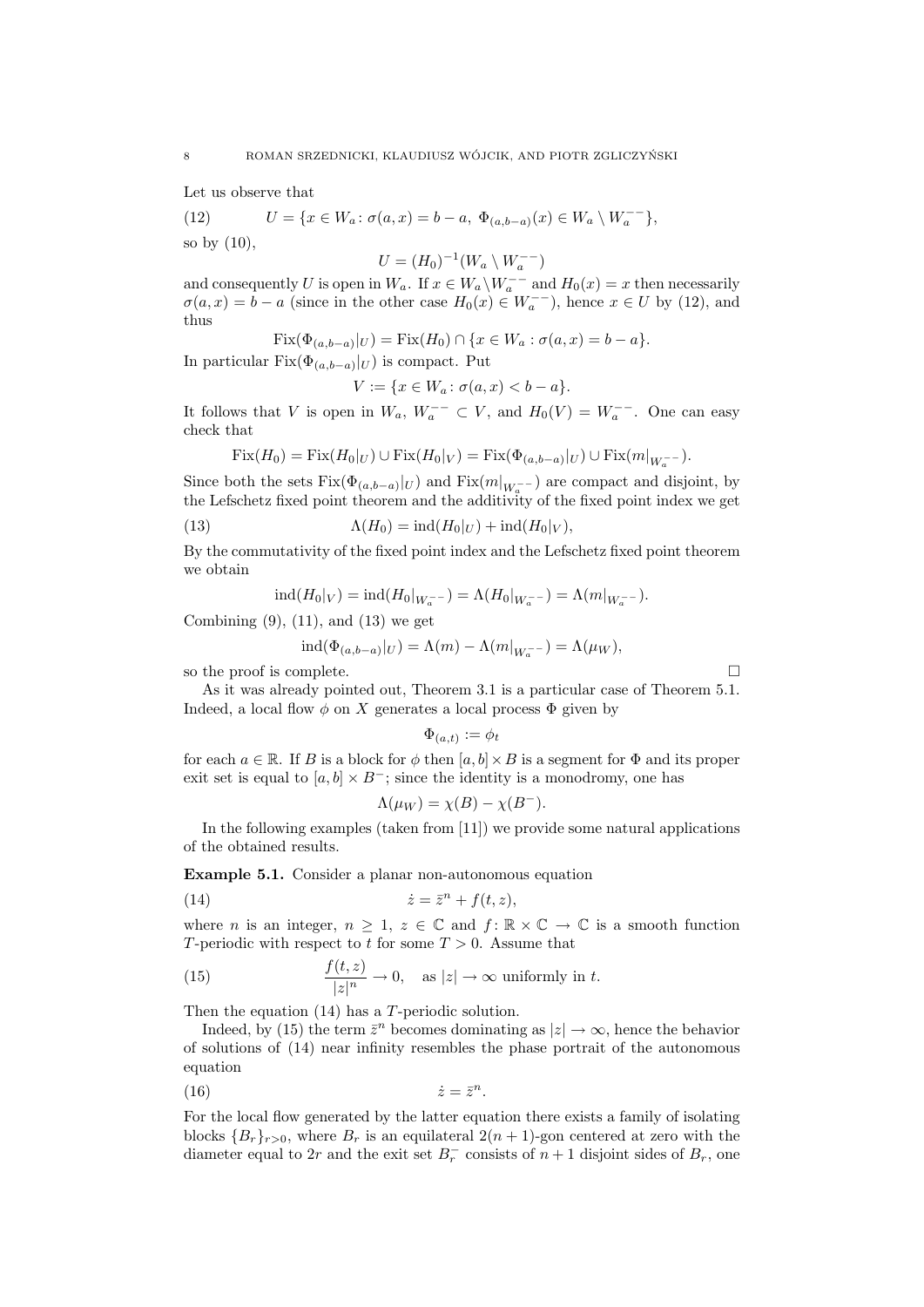Let us observe that

$$U = \{x \in W_a \colon \sigma(a,x) = b - a,\ \Phi_{(a,b-a)}(x) \in W_a \setminus W_a^{--}\}, \tag{12}$$

so by (10),

$$U = (H_0)^{-1}(W_a \setminus W_a^{--})$$

and consequently $U$ is open in $W_a$. If $x \in W_a \setminus W_a^{--}$ and $H_0(x) = x$ then necessarily $\sigma(a,x) = b - a$ (since in the other case $H_0(x) \in W_a^{--}$), hence $x \in U$ by (12), and thus

$$\mathrm{Fix}(\Phi_{(a,b-a)}|_U) = \mathrm{Fix}(H_0) \cap \{x \in W_a : \sigma(a,x) = b - a\}.$$

In particular $\mathrm{Fix}(\Phi_{(a,b-a)}|_U)$ is compact. Put

$$V := \{x \in W_a \colon \sigma(a,x) < b - a\}.$$

It follows that $V$ is open in $W_a$, $W_a^{--} \subset V$, and $H_0(V) = W_a^{--}$. One can easy check that

$$\mathrm{Fix}(H_0) = \mathrm{Fix}(H_0|_U) \cup \mathrm{Fix}(H_0|_V) = \mathrm{Fix}(\Phi_{(a,b-a)}|_U) \cup \mathrm{Fix}(m|_{W_a^{--}}).$$

Since both the sets $\mathrm{Fix}(\Phi_{(a,b-a)}|_U)$ and $\mathrm{Fix}(m|_{W_a^{--}})$ are compact and disjoint, by the Lefschetz fixed point theorem and the additivity of the fixed point index we get

$$\Lambda(H_0) = \mathrm{ind}(H_0|_U) + \mathrm{ind}(H_0|_V), \tag{13}$$

By the commutativity of the fixed point index and the Lefschetz fixed point theorem we obtain

$$\mathrm{ind}(H_0|_V) = \mathrm{ind}(H_0|_{W_a^{--}}) = \Lambda(H_0|_{W_a^{--}}) = \Lambda(m|_{W_a^{--}}).$$

Combining (9), (11), and (13) we get

$$\mathrm{ind}(\Phi_{(a,b-a)}|_U) = \Lambda(m) - \Lambda(m|_{W_a^{--}}) = \Lambda(\mu_W),$$

so the proof is complete. □

As it was already pointed out, Theorem 3.1 is a particular case of Theorem 5.1. Indeed, a local flow $\phi$ on $X$ generates a local process $\Phi$ given by

$$\Phi_{(a,t)} := \phi_t$$

for each $a \in \mathbb{R}$. If $B$ is a block for $\phi$ then $[a,b] \times B$ is a segment for $\Phi$ and its proper exit set is equal to $[a,b] \times B^-$; since the identity is a monodromy, one has

$$\Lambda(\mu_W) = \chi(B) - \chi(B^-).$$

In the following examples (taken from [11]) we provide some natural applications of the obtained results.

**Example 5.1.** Consider a planar non-autonomous equation

$$\dot{z} = \bar{z}^n + f(t,z), \tag{14}$$

where $n$ is an integer, $n \geq 1$, $z \in \mathbb{C}$ and $f \colon \mathbb{R} \times \mathbb{C} \to \mathbb{C}$ is a smooth function $T$-periodic with respect to $t$ for some $T > 0$. Assume that

$$\frac{f(t,z)}{|z|^n} \to 0, \quad \text{as } |z| \to \infty \text{ uniformly in } t. \tag{15}$$

Then the equation (14) has a $T$-periodic solution.

Indeed, by (15) the term $\bar{z}^n$ becomes dominating as $|z| \to \infty$, hence the behavior of solutions of (14) near infinity resembles the phase portrait of the autonomous equation

$$\dot{z} = \bar{z}^n. \tag{16}$$

For the local flow generated by the latter equation there exists a family of isolating blocks $\{B_r\}_{r>0}$, where $B_r$ is an equilateral $2(n+1)$-gon centered at zero with the diameter equal to $2r$ and the exit set $B_r^-$ consists of $n+1$ disjoint sides of $B_r$, one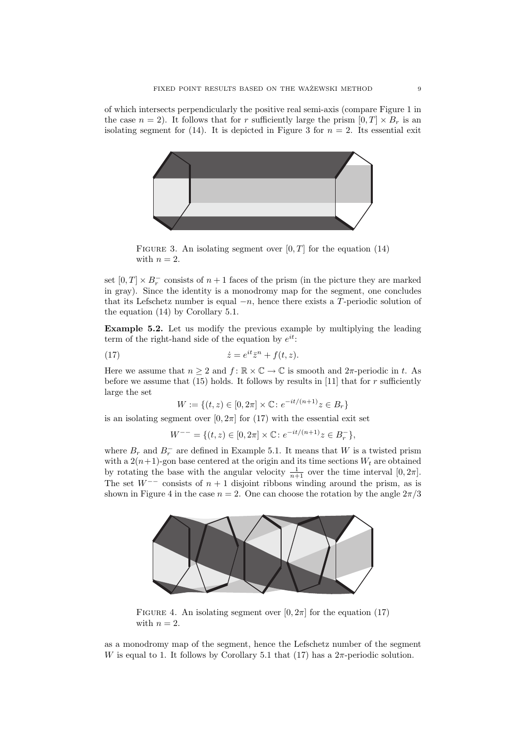of which intersects perpendicularly the positive real semi-axis (compare Figure 1 in the case $n = 2$). It follows that for $r$ sufficiently large the prism $[0, T] \times B_r$ is an isolating segment for (14). It is depicted in Figure 3 for $n = 2$. Its essential exit

FIGURE 3. An isolating segment over $[0, T]$ for the equation (14) with $n = 2$.

set $[0, T] \times B_r^-$ consists of $n + 1$ faces of the prism (in the picture they are marked in gray). Since the identity is a monodromy map for the segment, one concludes that its Lefschetz number is equal $-n$, hence there exists a $T$-periodic solution of the equation (14) by Corollary 5.1.

**Example 5.2.** Let us modify the previous example by multiplying the leading term of the right-hand side of the equation by $e^{it}$:

$$\dot{z} = e^{it}\bar{z}^n + f(t, z). \tag{17}$$

Here we assume that $n \geq 2$ and $f : \mathbb{R} \times \mathbb{C} \to \mathbb{C}$ is smooth and $2\pi$-periodic in $t$. As before we assume that (15) holds. It follows by results in [11] that for $r$ sufficiently large the set

$$W := \{(t, z) \in [0, 2\pi] \times \mathbb{C} \colon e^{-it/(n+1)}z \in B_r\}$$

is an isolating segment over $[0, 2\pi]$ for (17) with the essential exit set

$$W^{--} = \{(t, z) \in [0, 2\pi] \times \mathbb{C} \colon e^{-it/(n+1)}z \in B_r^-\},$$

where $B_r$ and $B_r^-$ are defined in Example 5.1. It means that $W$ is a twisted prism with a $2(n+1)$-gon base centered at the origin and its time sections $W_t$ are obtained by rotating the base with the angular velocity $\frac{1}{n+1}$ over the time interval $[0, 2\pi]$. The set $W^{--}$ consists of $n + 1$ disjoint ribbons winding around the prism, as is shown in Figure 4 in the case $n = 2$. One can choose the rotation by the angle $2\pi/3$

FIGURE 4. An isolating segment over $[0, 2\pi]$ for the equation (17) with $n = 2$.

as a monodromy map of the segment, hence the Lefschetz number of the segment $W$ is equal to 1. It follows by Corollary 5.1 that (17) has a $2\pi$-periodic solution.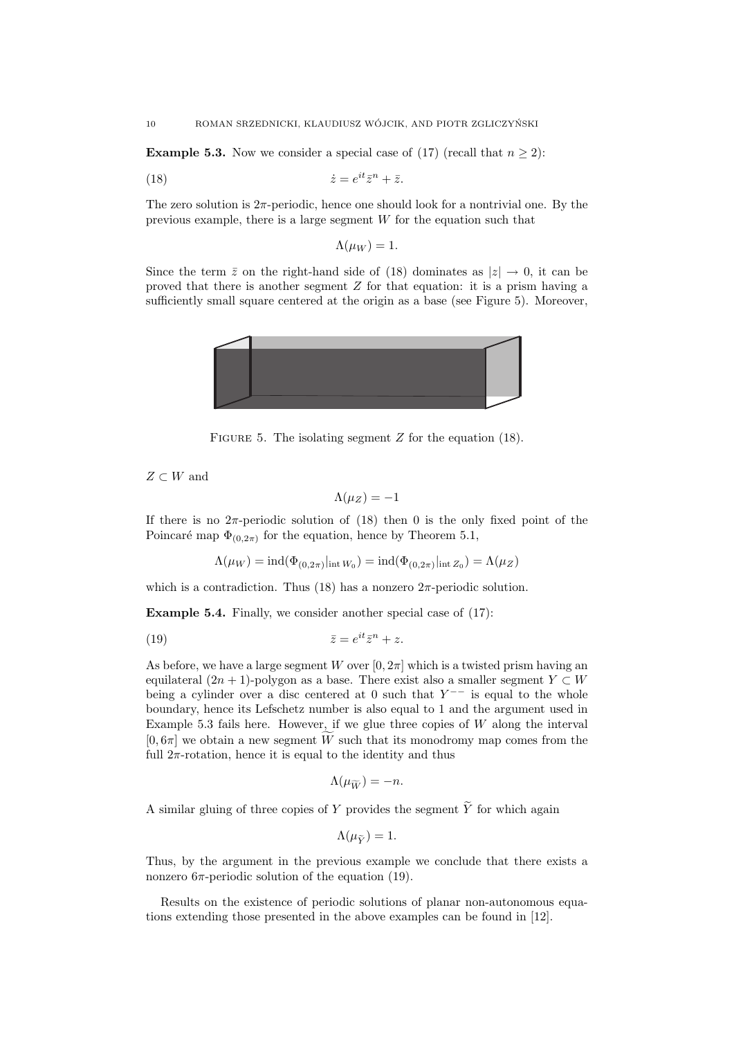**Example 5.3.** Now we consider a special case of (17) (recall that $n \geq 2$):

$$\dot{z} = e^{it}\bar{z}^n + \bar{z}. \tag{18}$$

The zero solution is $2\pi$-periodic, hence one should look for a nontrivial one. By the previous example, there is a large segment $W$ for the equation such that

$$\Lambda(\mu_W) = 1.$$

Since the term $\bar{z}$ on the right-hand side of (18) dominates as $|z| \to 0$, it can be proved that there is another segment $Z$ for that equation: it is a prism having a sufficiently small square centered at the origin as a base (see Figure 5). Moreover,

FIGURE 5. The isolating segment $Z$ for the equation (18).

$Z \subset W$ and

$$\Lambda(\mu_Z) = -1$$

If there is no $2\pi$-periodic solution of (18) then 0 is the only fixed point of the Poincaré map $\Phi_{(0,2\pi)}$ for the equation, hence by Theorem 5.1,

$$\Lambda(\mu_W) = \operatorname{ind}(\Phi_{(0,2\pi)}|_{\operatorname{int} W_0}) = \operatorname{ind}(\Phi_{(0,2\pi)}|_{\operatorname{int} Z_0}) = \Lambda(\mu_Z)$$

which is a contradiction. Thus (18) has a nonzero $2\pi$-periodic solution.

**Example 5.4.** Finally, we consider another special case of (17):

$$\bar{z} = e^{it}\bar{z}^n + z. \tag{19}$$

As before, we have a large segment $W$ over $[0, 2\pi]$ which is a twisted prism having an equilateral $(2n+1)$-polygon as a base. There exist also a smaller segment $Y \subset W$ being a cylinder over a disc centered at 0 such that $Y^{--}$ is equal to the whole boundary, hence its Lefschetz number is also equal to 1 and the argument used in Example 5.3 fails here. However, if we glue three copies of $W$ along the interval $[0, 6\pi]$ we obtain a new segment $\widetilde{W}$ such that its monodromy map comes from the full $2\pi$-rotation, hence it is equal to the identity and thus

$$\Lambda(\mu_{\widetilde{W}}) = -n.$$

A similar gluing of three copies of $Y$ provides the segment $\widetilde{Y}$ for which again

$$\Lambda(\mu_{\widetilde{Y}}) = 1.$$

Thus, by the argument in the previous example we conclude that there exists a nonzero $6\pi$-periodic solution of the equation (19).

Results on the existence of periodic solutions of planar non-autonomous equations extending those presented in the above examples can be found in [12].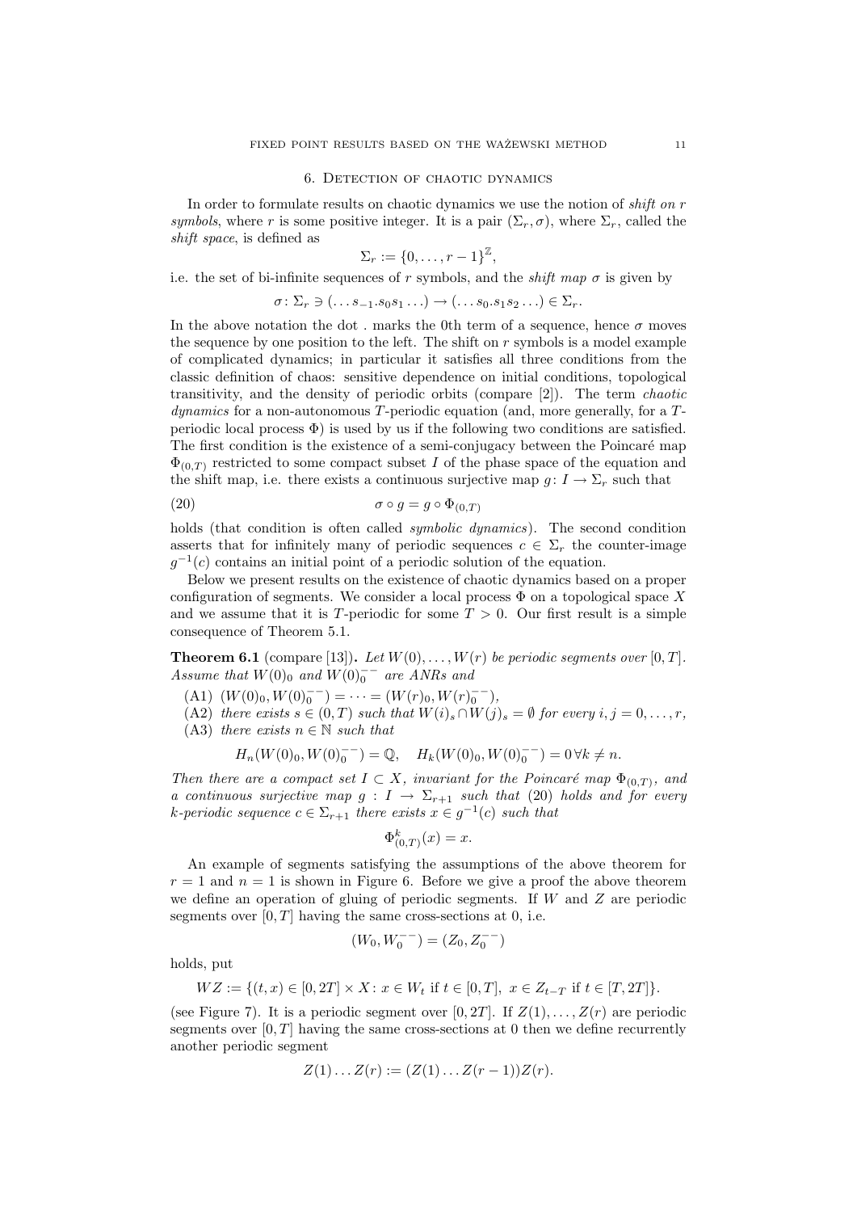## 6. Detection of chaotic dynamics

In order to formulate results on chaotic dynamics we use the notion of *shift on $r$ symbols*, where $r$ is some positive integer. It is a pair $(\Sigma_r, \sigma)$, where $\Sigma_r$, called the *shift space*, is defined as

$$\Sigma_r := \{0, \ldots, r-1\}^{\mathbb{Z}},$$

i.e. the set of bi-infinite sequences of $r$ symbols, and the *shift map* $\sigma$ is given by

$$\sigma \colon \Sigma_r \ni (\ldots s_{-1}.s_0 s_1 \ldots) \to (\ldots s_0.s_1 s_2 \ldots) \in \Sigma_r.$$

In the above notation the dot . marks the 0th term of a sequence, hence $\sigma$ moves the sequence by one position to the left. The shift on $r$ symbols is a model example of complicated dynamics; in particular it satisfies all three conditions from the classic definition of chaos: sensitive dependence on initial conditions, topological transitivity, and the density of periodic orbits (compare [2]). The term *chaotic dynamics* for a non-autonomous $T$-periodic equation (and, more generally, for a $T$-periodic local process $\Phi$) is used by us if the following two conditions are satisfied. The first condition is the existence of a semi-conjugacy between the Poincaré map $\Phi_{(0,T)}$ restricted to some compact subset $I$ of the phase space of the equation and the shift map, i.e. there exists a continuous surjective map $g \colon I \to \Sigma_r$ such that

$$\sigma \circ g = g \circ \Phi_{(0,T)} \tag{20}$$

holds (that condition is often called *symbolic dynamics*). The second condition asserts that for infinitely many of periodic sequences $c \in \Sigma_r$ the counter-image $g^{-1}(c)$ contains an initial point of a periodic solution of the equation.

Below we present results on the existence of chaotic dynamics based on a proper configuration of segments. We consider a local process $\Phi$ on a topological space $X$ and we assume that it is $T$-periodic for some $T > 0$. Our first result is a simple consequence of Theorem 5.1.

**Theorem 6.1** (compare [13])**.** *Let $W(0), \ldots, W(r)$ be periodic segments over $[0,T]$. Assume that $W(0)_0$ and $W(0)_0^{--}$ are ANRs and*

- (A1) $(W(0)_0, W(0)_0^{--}) = \cdots = (W(r)_0, W(r)_0^{--})$,
- (A2) *there exists $s \in (0,T)$ such that $W(i)_s \cap W(j)_s = \emptyset$ for every $i, j = 0, \ldots, r$,*
- (A3) *there exists $n \in \mathbb{N}$ such that*

$$H_n(W(0)_0, W(0)_0^{--}) = \mathbb{Q}, \quad H_k(W(0)_0, W(0)_0^{--}) = 0 \, \forall k \neq n.$$

*Then there are a compact set $I \subset X$, invariant for the Poincaré map $\Phi_{(0,T)}$, and a continuous surjective map $g : I \to \Sigma_{r+1}$ such that* (20) *holds and for every $k$-periodic sequence $c \in \Sigma_{r+1}$ there exists $x \in g^{-1}(c)$ such that*

$$\Phi^k_{(0,T)}(x) = x.$$

An example of segments satisfying the assumptions of the above theorem for $r = 1$ and $n = 1$ is shown in Figure 6. Before we give a proof the above theorem we define an operation of gluing of periodic segments. If $W$ and $Z$ are periodic segments over $[0,T]$ having the same cross-sections at 0, i.e.

$$(W_0, W_0^{--}) = (Z_0, Z_0^{--})$$

holds, put

$$WZ := \{(t,x) \in [0,2T] \times X \colon x \in W_t \text{ if } t \in [0,T],\ x \in Z_{t-T} \text{ if } t \in [T,2T]\}.$$

(see Figure 7). It is a periodic segment over $[0,2T]$. If $Z(1), \ldots, Z(r)$ are periodic segments over $[0,T]$ having the same cross-sections at 0 then we define recurrently another periodic segment

$$Z(1) \ldots Z(r) := (Z(1) \ldots Z(r-1)) Z(r).$$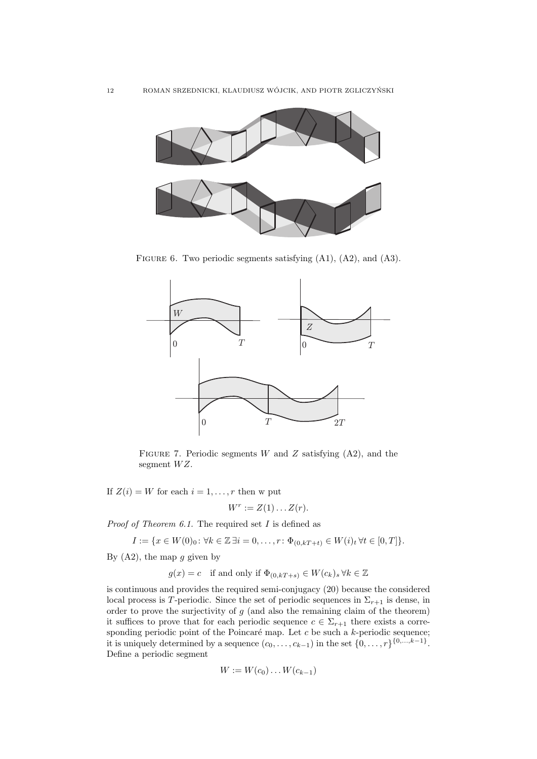FIGURE 6. Two periodic segments satisfying (A1), (A2), and (A3).

FIGURE 7. Periodic segments $W$ and $Z$ satisfying (A2), and the segment $WZ$.

If $Z(i) = W$ for each $i = 1, \dots, r$ then w put

$$W^r := Z(1) \dots Z(r).$$

*Proof of Theorem 6.1.* The required set $I$ is defined as

$$I := \{x \in W(0)_0 \colon \forall k \in \mathbb{Z}\, \exists i = 0, \dots, r \colon \Phi_{(0,kT+t)} \in W(i)_t \,\forall t \in [0, T]\}.$$

By (A2), the map $g$ given by

$$g(x) = c \quad \text{if and only if } \Phi_{(0,kT+s)} \in W(c_k)_s \,\forall k \in \mathbb{Z}$$

is continuous and provides the required semi-conjugacy (20) because the considered local process is $T$-periodic. Since the set of periodic sequences in $\Sigma_{r+1}$ is dense, in order to prove the surjectivity of $g$ (and also the remaining claim of the theorem) it suffices to prove that for each periodic sequence $c \in \Sigma_{r+1}$ there exists a corresponding periodic point of the Poincaré map. Let $c$ be such a $k$-periodic sequence; it is uniquely determined by a sequence $(c_0, \dots, c_{k-1})$ in the set $\{0, \dots, r\}^{\{0,\dots,k-1\}}$. Define a periodic segment

$$W := W(c_0) \dots W(c_{k-1})$$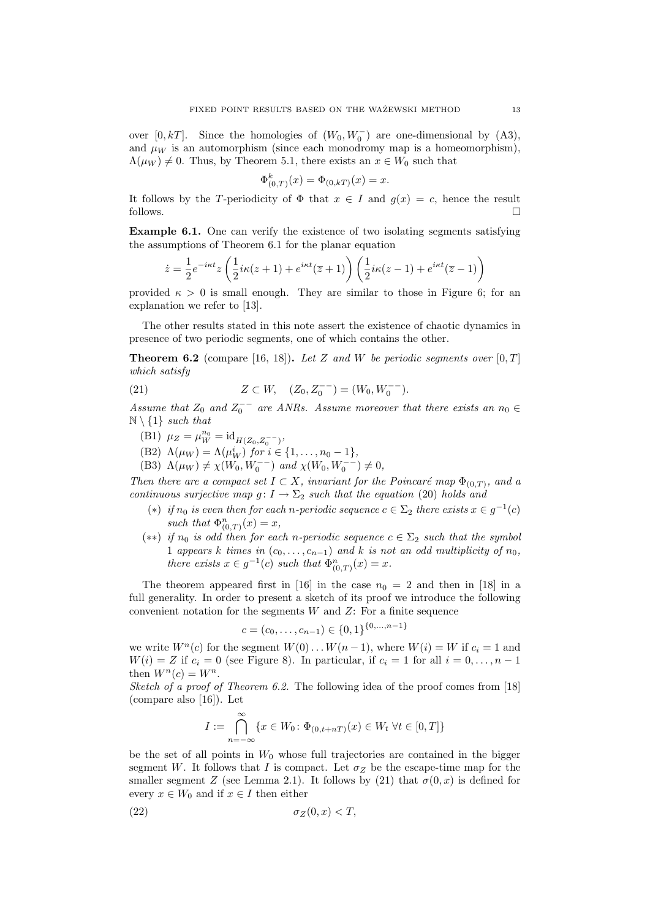over $[0, kT]$. Since the homologies of $(W_0, W_0^-)$ are one-dimensional by (A3), and $\mu_W$ is an automorphism (since each monodromy map is a homeomorphism), $\Lambda(\mu_W) \neq 0$. Thus, by Theorem 5.1, there exists an $x \in W_0$ such that

$$\Phi_{(0,T)}^k(x) = \Phi_{(0,kT)}(x) = x.$$

It follows by the $T$-periodicity of $\Phi$ that $x \in I$ and $g(x) = c$, hence the result follows. $\square$

**Example 6.1.** One can verify the existence of two isolating segments satisfying the assumptions of Theorem 6.1 for the planar equation

$$\dot{z} = \frac{1}{2} e^{-i\kappa t} z \left( \frac{1}{2} i\kappa (z+1) + e^{i\kappa t}(\overline{z}+1) \right) \left( \frac{1}{2} i\kappa (z-1) + e^{i\kappa t}(\overline{z}-1) \right)$$

provided $\kappa > 0$ is small enough. They are similar to those in Figure 6; for an explanation we refer to [13].

The other results stated in this note assert the existence of chaotic dynamics in presence of two periodic segments, one of which contains the other.

**Theorem 6.2** (compare [16, 18])**.** *Let $Z$ and $W$ be periodic segments over $[0, T]$ which satisfy*

$$Z \subset W, \quad (Z_0, Z_0^{--}) = (W_0, W_0^{--}). \tag{21}$$

*Assume that $Z_0$ and $Z_0^{--}$ are ANRs. Assume moreover that there exists an $n_0 \in \mathbb{N} \setminus \{1\}$ such that*

- (B1) $\mu_Z = \mu_W^{n_0} = \mathrm{id}_{H(Z_0, Z_0^{--})}$,
- (B2) $\Lambda(\mu_W) = \Lambda(\mu_W^i)$ *for* $i \in \{1, \ldots, n_0 - 1\}$,
- (B3) $\Lambda(\mu_W) \neq \chi(W_0, W_0^{--})$ *and* $\chi(W_0, W_0^{--}) \neq 0$,

*Then there are a compact set $I \subset X$, invariant for the Poincaré map $\Phi_{(0,T)}$, and a continuous surjective map $g \colon I \to \Sigma_2$ such that the equation (20) holds and*

- $(*)$ *if $n_0$ is even then for each $n$-periodic sequence $c \in \Sigma_2$ there exists $x \in g^{-1}(c)$ such that $\Phi_{(0,T)}^n(x) = x$,*
- $(**)$ *if $n_0$ is odd then for each $n$-periodic sequence $c \in \Sigma_2$ such that the symbol $1$ appears $k$ times in $(c_0, \ldots, c_{n-1})$ and $k$ is not an odd multiplicity of $n_0$, there exists $x \in g^{-1}(c)$ such that $\Phi_{(0,T)}^n(x) = x$.*

The theorem appeared first in [16] in the case $n_0 = 2$ and then in [18] in a full generality. In order to present a sketch of its proof we introduce the following convenient notation for the segments $W$ and $Z$: For a finite sequence

$$c = (c_0, \ldots, c_{n-1}) \in \{0, 1\}^{\{0, \ldots, n-1\}}$$

we write $W^n(c)$ for the segment $W(0) \ldots W(n-1)$, where $W(i) = W$ if $c_i = 1$ and $W(i) = Z$ if $c_i = 0$ (see Figure 8). In particular, if $c_i = 1$ for all $i = 0, \ldots, n-1$ then $W^n(c) = W^n$.

*Sketch of a proof of Theorem 6.2.* The following idea of the proof comes from [18] (compare also [16]). Let

$$I := \bigcap_{n=-\infty}^{\infty} \{x \in W_0 \colon \Phi_{(0,t+nT)}(x) \in W_t \ \forall t \in [0, T]\}$$

be the set of all points in $W_0$ whose full trajectories are contained in the bigger segment $W$. It follows that $I$ is compact. Let $\sigma_Z$ be the escape-time map for the smaller segment $Z$ (see Lemma 2.1). It follows by (21) that $\sigma(0, x)$ is defined for every $x \in W_0$ and if $x \in I$ then either

$$\sigma_Z(0, x) < T, \tag{22}$$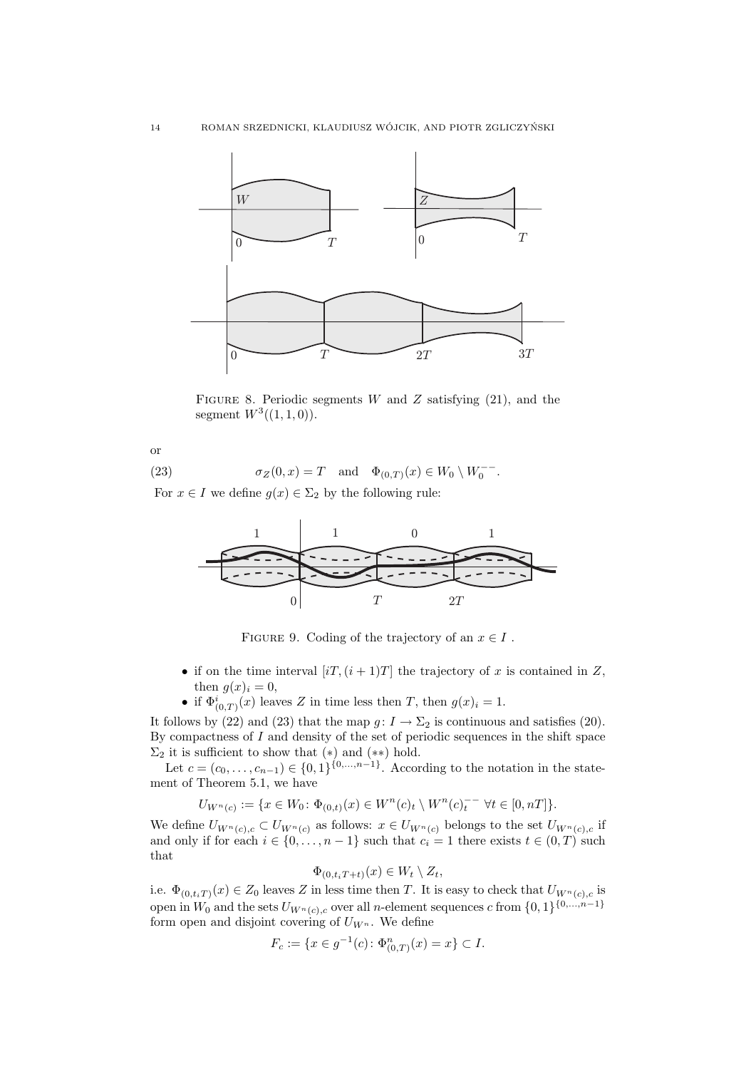FIGURE 8. Periodic segments $W$ and $Z$ satisfying (21), and the segment $W^3((1,1,0))$.

or

$$\sigma_Z(0,x) = T \quad \text{and} \quad \Phi_{(0,T)}(x) \in W_0 \setminus W_0^{--}. \tag{23}$$

For $x \in I$ we define $g(x) \in \Sigma_2$ by the following rule:

FIGURE 9. Coding of the trajectory of an $x \in I$ .

- if on the time interval $[iT, (i+1)T]$ the trajectory of $x$ is contained in $Z$, then $g(x)_i = 0$,
- if $\Phi^i_{(0,T)}(x)$ leaves $Z$ in time less then $T$, then $g(x)_i = 1$.

It follows by (22) and (23) that the map $g \colon I \to \Sigma_2$ is continuous and satisfies (20). By compactness of $I$ and density of the set of periodic sequences in the shift space $\Sigma_2$ it is sufficient to show that $(*)$ and $(**)$ hold.

Let $c = (c_0, \ldots, c_{n-1}) \in \{0,1\}^{\{0,\ldots,n-1\}}$. According to the notation in the statement of Theorem 5.1, we have

$$U_{W^n(c)} := \{x \in W_0 \colon \Phi_{(0,t)}(x) \in W^n(c)_t \setminus W^n(c)_t^{--} \ \forall t \in [0, nT]\}.$$

We define $U_{W^n(c),c} \subset U_{W^n(c)}$ as follows: $x \in U_{W^n(c)}$ belongs to the set $U_{W^n(c),c}$ if and only if for each $i \in \{0, \ldots, n-1\}$ such that $c_i = 1$ there exists $t \in (0,T)$ such that

$$\Phi_{(0,t_iT+t)}(x) \in W_t \setminus Z_t,$$

i.e. $\Phi_{(0,t_iT)}(x) \in Z_0$ leaves $Z$ in less time then $T$. It is easy to check that $U_{W^n(c),c}$ is open in $W_0$ and the sets $U_{W^n(c),c}$ over all $n$-element sequences $c$ from $\{0,1\}^{\{0,\ldots,n-1\}}$ form open and disjoint covering of $U_{W^n}$. We define

$$F_c := \{x \in g^{-1}(c) \colon \Phi^n_{(0,T)}(x) = x\} \subset I.$$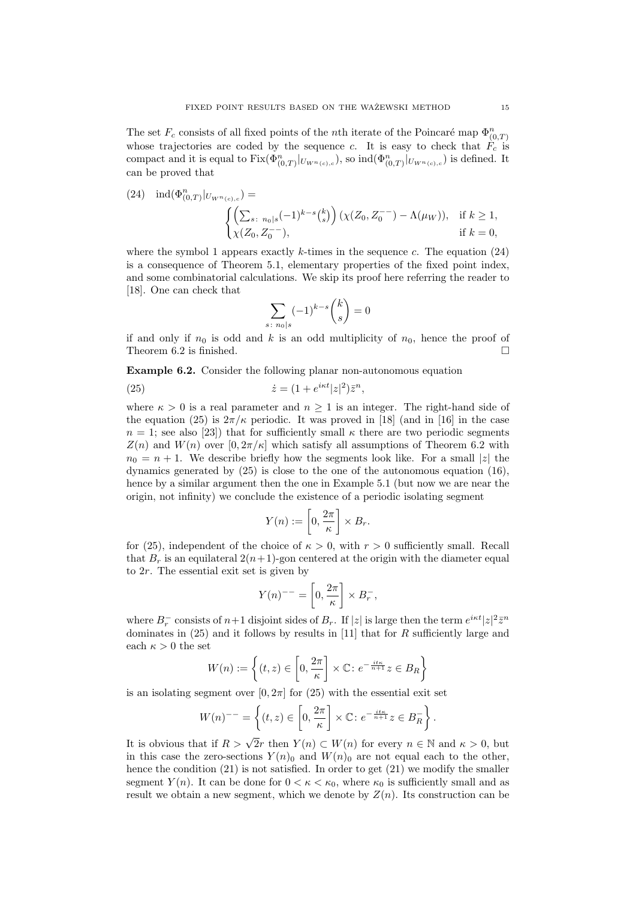The set $F_c$ consists of all fixed points of the $n$th iterate of the Poincaré map $\Phi^n_{(0,T)}$ whose trajectories are coded by the sequence $c$. It is easy to check that $F_c$ is compact and it is equal to $\mathrm{Fix}(\Phi^n_{(0,T)}|_{U_{W^n(c),c}})$, so $\mathrm{ind}(\Phi^n_{(0,T)}|_{U_{W^n(c),c}})$ is defined. It can be proved that

$$
\mathrm{ind}(\Phi^n_{(0,T)}|_{U_{W^n(c),c}}) = \begin{cases} \left(\sum_{s\colon\, n_0|s}(-1)^{k-s}\binom{k}{s}\right)(\chi(Z_0, Z_0^{--}) - \Lambda(\mu_W)), & \text{if } k \geq 1, \\ \chi(Z_0, Z_0^{--}), & \text{if } k = 0, \end{cases} \tag{24}
$$

where the symbol 1 appears exactly $k$-times in the sequence $c$. The equation (24) is a consequence of Theorem 5.1, elementary properties of the fixed point index, and some combinatorial calculations. We skip its proof here referring the reader to [18]. One can check that

$$
\sum_{s\colon\, n_0|s}(-1)^{k-s}\binom{k}{s} = 0
$$

if and only if $n_0$ is odd and $k$ is an odd multiplicity of $n_0$, hence the proof of Theorem 6.2 is finished. $\square$

**Example 6.2.** Consider the following planar non-autonomous equation

$$
\dot{z} = (1 + e^{i\kappa t}|z|^2)\bar{z}^n, \tag{25}
$$

where $\kappa > 0$ is a real parameter and $n \geq 1$ is an integer. The right-hand side of the equation (25) is $2\pi/\kappa$ periodic. It was proved in [18] (and in [16] in the case $n = 1$; see also [23]) that for sufficiently small $\kappa$ there are two periodic segments $Z(n)$ and $W(n)$ over $[0, 2\pi/\kappa]$ which satisfy all assumptions of Theorem 6.2 with $n_0 = n+1$. We describe briefly how the segments look like. For a small $|z|$ the dynamics generated by (25) is close to the one of the autonomous equation (16), hence by a similar argument then the one in Example 5.1 (but now we are near the origin, not infinity) we conclude the existence of a periodic isolating segment

$$
Y(n) := \left[0, \frac{2\pi}{\kappa}\right] \times B_r.
$$

for (25), independent of the choice of $\kappa > 0$, with $r > 0$ sufficiently small. Recall that $B_r$ is an equilateral $2(n+1)$-gon centered at the origin with the diameter equal to $2r$. The essential exit set is given by

$$
Y(n)^{--} = \left[0, \frac{2\pi}{\kappa}\right] \times B_r^-,
$$

where $B_r^-$ consists of $n+1$ disjoint sides of $B_r$. If $|z|$ is large then the term $e^{i\kappa t}|z|^2\bar{z}^n$ dominates in (25) and it follows by results in [11] that for $R$ sufficiently large and each $\kappa > 0$ the set

$$
W(n) := \left\{(t, z) \in \left[0, \frac{2\pi}{\kappa}\right] \times \mathbb{C}\colon\, e^{-\frac{it\kappa}{n+1}}z \in B_R\right\}
$$

is an isolating segment over $[0, 2\pi]$ for (25) with the essential exit set

$$
W(n)^{--} = \left\{(t, z) \in \left[0, \frac{2\pi}{\kappa}\right] \times \mathbb{C}\colon\, e^{-\frac{it\kappa}{n+1}}z \in B_R^-\right\}.
$$

It is obvious that if $R > \sqrt{2}r$ then $Y(n) \subset W(n)$ for every $n \in \mathbb{N}$ and $\kappa > 0$, but in this case the zero-sections $Y(n)_0$ and $W(n)_0$ are not equal each to the other, hence the condition (21) is not satisfied. In order to get (21) we modify the smaller segment $Y(n)$. It can be done for $0 < \kappa < \kappa_0$, where $\kappa_0$ is sufficiently small and as result we obtain a new segment, which we denote by $Z(n)$. Its construction can be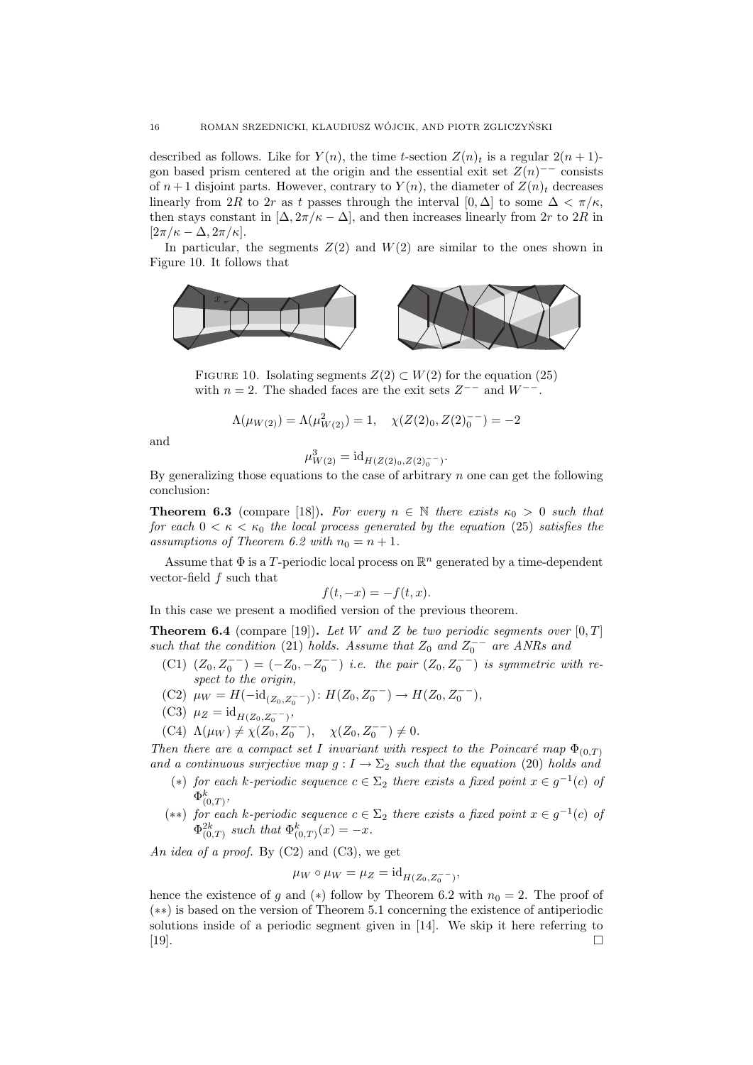described as follows. Like for $Y(n)$, the time $t$-section $Z(n)_t$ is a regular $2(n+1)$-gon based prism centered at the origin and the essential exit set $Z(n)^{--}$ consists of $n+1$ disjoint parts. However, contrary to $Y(n)$, the diameter of $Z(n)_t$ decreases linearly from $2R$ to $2r$ as $t$ passes through the interval $[0,\Delta]$ to some $\Delta < \pi/\kappa$, then stays constant in $[\Delta, 2\pi/\kappa - \Delta]$, and then increases linearly from $2r$ to $2R$ in $[2\pi/\kappa - \Delta, 2\pi/\kappa]$.

In particular, the segments $Z(2)$ and $W(2)$ are similar to the ones shown in Figure 10. It follows that

FIGURE 10. Isolating segments $Z(2) \subset W(2)$ for the equation (25) with $n = 2$. The shaded faces are the exit sets $Z^{--}$ and $W^{--}$.

$$\Lambda(\mu_{W(2)}) = \Lambda(\mu^2_{W(2)}) = 1, \quad \chi(Z(2)_0, Z(2)_0^{--}) = -2$$

and

$$\mu^3_{W(2)} = \mathrm{id}_{H(Z(2)_0, Z(2)_0^{--})}.$$

By generalizing those equations to the case of arbitrary $n$ one can get the following conclusion:

**Theorem 6.3** (compare [18]). *For every $n \in \mathbb{N}$ there exists $\kappa_0 > 0$ such that for each $0 < \kappa < \kappa_0$ the local process generated by the equation* (25) *satisfies the assumptions of Theorem 6.2 with $n_0 = n + 1$.*

Assume that $\Phi$ is a $T$-periodic local process on $\mathbb{R}^n$ generated by a time-dependent vector-field $f$ such that

$$f(t, -x) = -f(t, x).$$

In this case we present a modified version of the previous theorem.

**Theorem 6.4** (compare [19]). *Let $W$ and $Z$ be two periodic segments over $[0,T]$ such that the condition* (21) *holds. Assume that $Z_0$ and $Z_0^{--}$ are ANRs and*

- (C1) $(Z_0, Z_0^{--}) = (-Z_0, -Z_0^{--})$ *i.e. the pair $(Z_0, Z_0^{--})$ is symmetric with respect to the origin,*
- (C2) $\mu_W = H(-\mathrm{id}_{(Z_0, Z_0^{--})})\colon H(Z_0, Z_0^{--}) \to H(Z_0, Z_0^{--})$,
- (C3) $\mu_Z = \mathrm{id}_{H(Z_0, Z_0^{--})}$,
- (C4) $\Lambda(\mu_W) \neq \chi(Z_0, Z_0^{--}), \quad \chi(Z_0, Z_0^{--}) \neq 0.$

*Then there are a compact set $I$ invariant with respect to the Poincaré map $\Phi_{(0,T)}$ and a continuous surjective map $g : I \to \Sigma_2$ such that the equation* (20) *holds and*

- ($*$) *for each $k$-periodic sequence $c \in \Sigma_2$ there exists a fixed point $x \in g^{-1}(c)$ of $\Phi^k_{(0,T)}$,*
- ($**$) *for each $k$-periodic sequence $c \in \Sigma_2$ there exists a fixed point $x \in g^{-1}(c)$ of $\Phi^{2k}_{(0,T)}$ such that $\Phi^k_{(0,T)}(x) = -x$.*

*An idea of a proof.* By (C2) and (C3), we get

$$\mu_W \circ \mu_W = \mu_Z = \mathrm{id}_{H(Z_0, Z_0^{--})},$$

hence the existence of $g$ and ($*$) follow by Theorem 6.2 with $n_0 = 2$. The proof of ($**$) is based on the version of Theorem 5.1 concerning the existence of antiperiodic solutions inside of a periodic segment given in [14]. We skip it here referring to [19]. □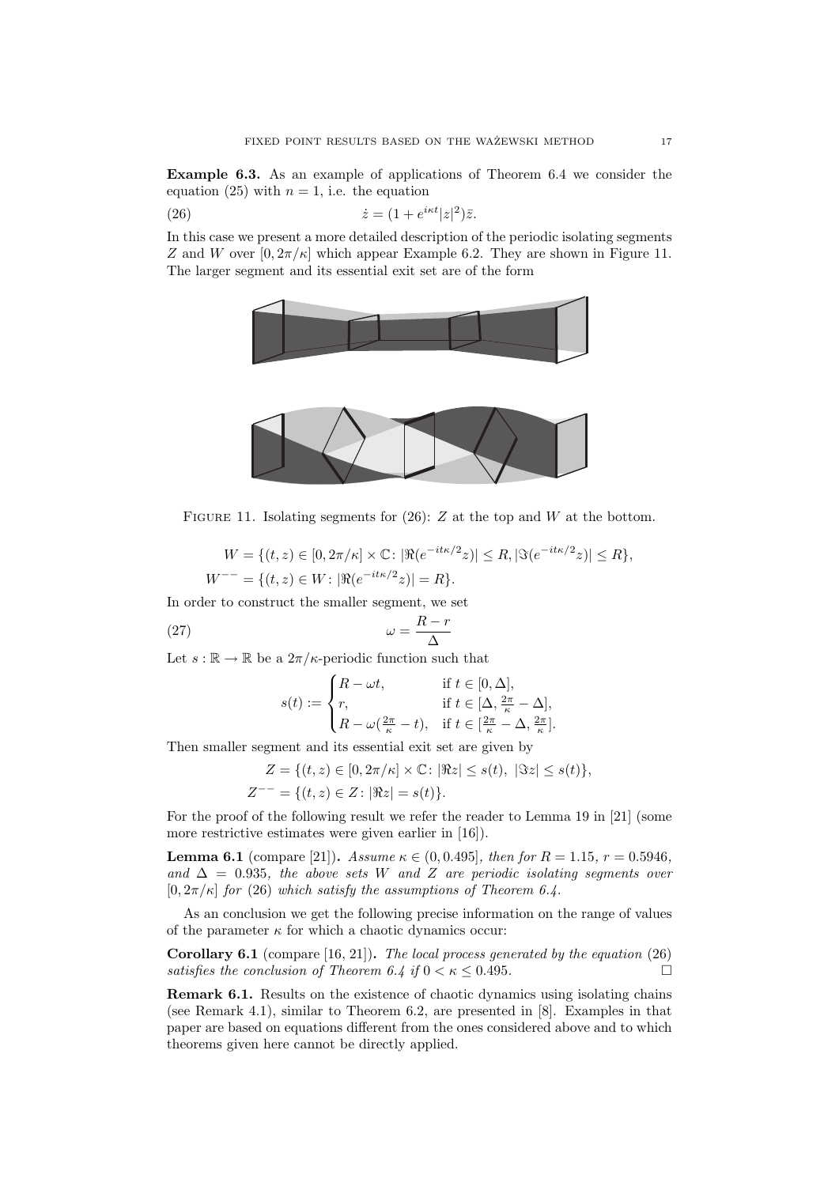**Example 6.3.** As an example of applications of Theorem 6.4 we consider the equation (25) with $n = 1$, i.e. the equation

$$\dot{z} = (1 + e^{i\kappa t}|z|^2)\bar{z}. \tag{26}$$

In this case we present a more detailed description of the periodic isolating segments $Z$ and $W$ over $[0, 2\pi/\kappa]$ which appear Example 6.2. They are shown in Figure 11. The larger segment and its essential exit set are of the form

FIGURE 11. Isolating segments for (26): $Z$ at the top and $W$ at the bottom.

$$W = \{(t,z) \in [0, 2\pi/\kappa] \times \mathbb{C} \colon |\Re(e^{-it\kappa/2}z)| \leq R, |\Im(e^{-it\kappa/2}z)| \leq R\},$$
$$W^{--} = \{(t,z) \in W \colon |\Re(e^{-it\kappa/2}z)| = R\}.$$

In order to construct the smaller segment, we set

$$\omega = \frac{R - r}{\Delta} \tag{27}$$

Let $s : \mathbb{R} \to \mathbb{R}$ be a $2\pi/\kappa$-periodic function such that

$$s(t) := \begin{cases} R - \omega t, & \text{if } t \in [0, \Delta], \\ r, & \text{if } t \in [\Delta, \frac{2\pi}{\kappa} - \Delta], \\ R - \omega(\frac{2\pi}{\kappa} - t), & \text{if } t \in [\frac{2\pi}{\kappa} - \Delta, \frac{2\pi}{\kappa}]. \end{cases}$$

Then smaller segment and its essential exit set are given by

$$Z = \{(t,z) \in [0, 2\pi/\kappa] \times \mathbb{C} \colon |\Re z| \leq s(t),\ |\Im z| \leq s(t)\},$$
$$Z^{--} = \{(t,z) \in Z \colon |\Re z| = s(t)\}.$$

For the proof of the following result we refer the reader to Lemma 19 in [21] (some more restrictive estimates were given earlier in [16]).

**Lemma 6.1** (compare [21]). *Assume $\kappa \in (0, 0.495]$, then for $R = 1.15$, $r = 0.5946$, and $\Delta = 0.935$, the above sets $W$ and $Z$ are periodic isolating segments over $[0, 2\pi/\kappa]$ for (26) which satisfy the assumptions of Theorem 6.4.*

As an conclusion we get the following precise information on the range of values of the parameter $\kappa$ for which a chaotic dynamics occur:

**Corollary 6.1** (compare [16, 21]). *The local process generated by the equation (26) satisfies the conclusion of Theorem 6.4 if $0 < \kappa \leq 0.495$.* □

**Remark 6.1.** Results on the existence of chaotic dynamics using isolating chains (see Remark 4.1), similar to Theorem 6.2, are presented in [8]. Examples in that paper are based on equations different from the ones considered above and to which theorems given here cannot be directly applied.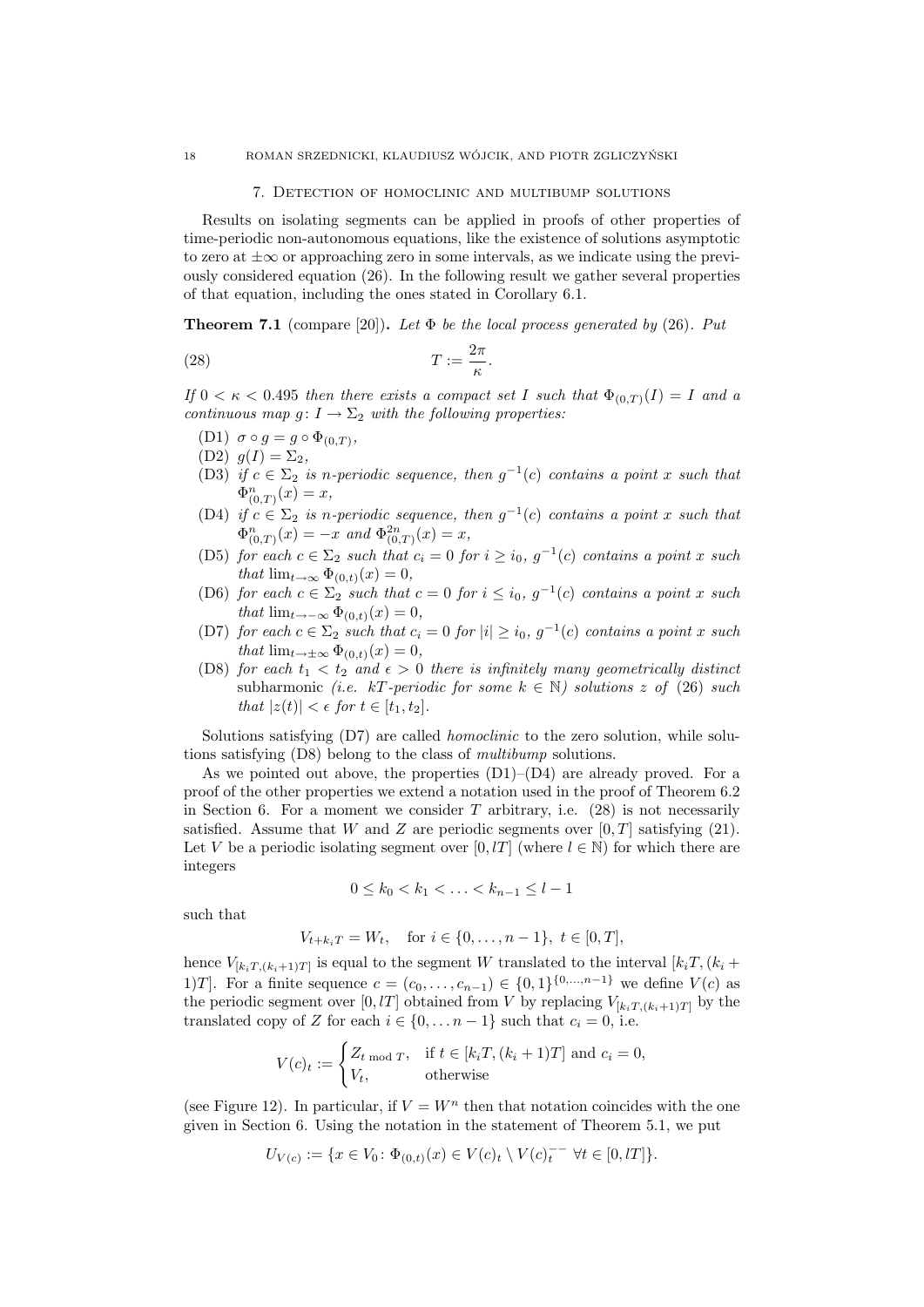## 7. Detection of homoclinic and multibump solutions

Results on isolating segments can be applied in proofs of other properties of time-periodic non-autonomous equations, like the existence of solutions asymptotic to zero at $\pm\infty$ or approaching zero in some intervals, as we indicate using the previously considered equation (26). In the following result we gather several properties of that equation, including the ones stated in Corollary 6.1.

**Theorem 7.1** (compare [20])**.** *Let $\Phi$ be the local process generated by* (26)*. Put*

$$T := \frac{2\pi}{\kappa}. \tag{28}$$

*If $0 < \kappa < 0.495$ then there exists a compact set $I$ such that $\Phi_{(0,T)}(I) = I$ and a continuous map $g\colon I \to \Sigma_2$ with the following properties:*

- (D1) $\sigma \circ g = g \circ \Phi_{(0,T)}$,
- (D2) $g(I) = \Sigma_2$,
- (D3) *if $c \in \Sigma_2$ is $n$-periodic sequence, then $g^{-1}(c)$ contains a point $x$ such that $\Phi^n_{(0,T)}(x) = x$,*
- (D4) *if $c \in \Sigma_2$ is $n$-periodic sequence, then $g^{-1}(c)$ contains a point $x$ such that $\Phi^n_{(0,T)}(x) = -x$ and $\Phi^{2n}_{(0,T)}(x) = x$,*
- (D5) *for each $c \in \Sigma_2$ such that $c_i = 0$ for $i \geq i_0$, $g^{-1}(c)$ contains a point $x$ such that $\lim_{t\to\infty} \Phi_{(0,t)}(x) = 0$,*
- (D6) *for each $c \in \Sigma_2$ such that $c = 0$ for $i \leq i_0$, $g^{-1}(c)$ contains a point $x$ such that $\lim_{t\to-\infty} \Phi_{(0,t)}(x) = 0$,*
- (D7) *for each $c \in \Sigma_2$ such that $c_i = 0$ for $|i| \geq i_0$, $g^{-1}(c)$ contains a point $x$ such that $\lim_{t\to\pm\infty} \Phi_{(0,t)}(x) = 0$,*
- (D8) *for each $t_1 < t_2$ and $\epsilon > 0$ there is infinitely many geometrically distinct* subharmonic *(i.e. $kT$-periodic for some $k \in \mathbb{N}$) solutions $z$ of* (26) *such that $|z(t)| < \epsilon$ for $t \in [t_1, t_2]$.*

Solutions satisfying (D7) are called *homoclinic* to the zero solution, while solutions satisfying (D8) belong to the class of *multibump* solutions.

As we pointed out above, the properties (D1)–(D4) are already proved. For a proof of the other properties we extend a notation used in the proof of Theorem 6.2 in Section 6. For a moment we consider $T$ arbitrary, i.e. (28) is not necessarily satisfied. Assume that $W$ and $Z$ are periodic segments over $[0, T]$ satisfying (21). Let $V$ be a periodic isolating segment over $[0, lT]$ (where $l \in \mathbb{N}$) for which there are integers

$$0 \leq k_0 < k_1 < \ldots < k_{n-1} \leq l - 1$$

such that

$$V_{t+k_iT} = W_t, \quad \text{for } i \in \{0, \ldots, n-1\},\ t \in [0, T],$$

hence $V_{[k_iT,(k_i+1)T]}$ is equal to the segment $W$ translated to the interval $[k_iT, (k_i + 1)T]$. For a finite sequence $c = (c_0, \ldots, c_{n-1}) \in \{0, 1\}^{\{0,\ldots,n-1\}}$ we define $V(c)$ as the periodic segment over $[0, lT]$ obtained from $V$ by replacing $V_{[k_iT,(k_i+1)T]}$ by the translated copy of $Z$ for each $i \in \{0, \ldots n-1\}$ such that $c_i = 0$, i.e.

$$V(c)_t := \begin{cases} Z_{t \bmod T}, & \text{if } t \in [k_iT, (k_i + 1)T] \text{ and } c_i = 0, \\ V_t, & \text{otherwise} \end{cases}$$

(see Figure 12). In particular, if $V = W^n$ then that notation coincides with the one given in Section 6. Using the notation in the statement of Theorem 5.1, we put

$$U_{V(c)} := \{x \in V_0 \colon \Phi_{(0,t)}(x) \in V(c)_t \setminus V(c)^{--}_t \ \forall t \in [0, lT]\}.$$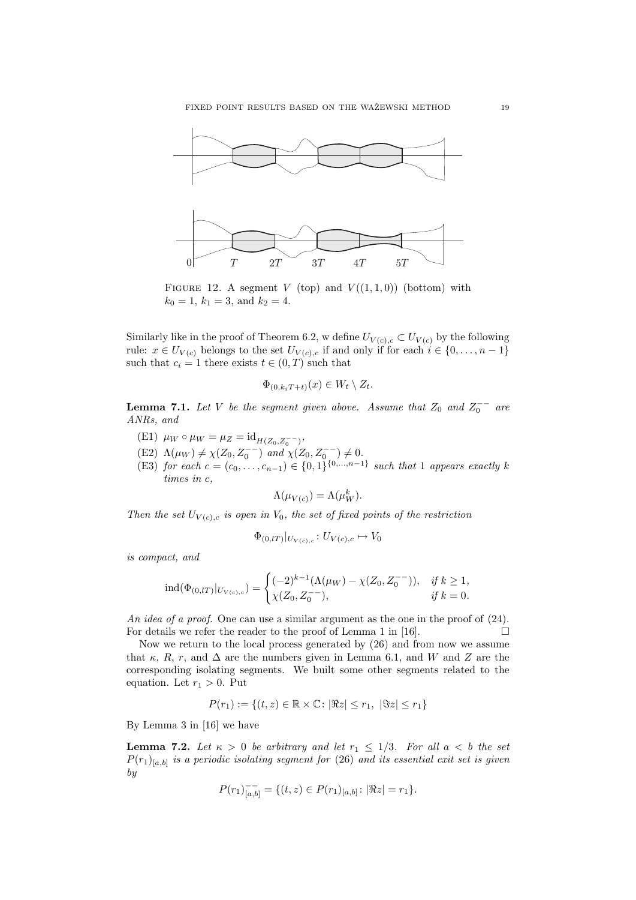FIGURE 12. A segment $V$ (top) and $V((1,1,0))$ (bottom) with $k_0 = 1$, $k_1 = 3$, and $k_2 = 4$.

Similarly like in the proof of Theorem 6.2, w define $U_{V(c),c} \subset U_{V(c)}$ by the following rule: $x \in U_{V(c)}$ belongs to the set $U_{V(c),c}$ if and only if for each $i \in \{0, \ldots, n-1\}$ such that $c_i = 1$ there exists $t \in (0, T)$ such that

$$\Phi_{(0,k_i T + t)}(x) \in W_t \setminus Z_t.$$

**Lemma 7.1.** *Let $V$ be the segment given above. Assume that $Z_0$ and $Z_0^{--}$ are ANRs, and*

- (E1) $\mu_W \circ \mu_W = \mu_Z = \mathrm{id}_{H(Z_0, Z_0^{--})}$,
- (E2) $\Lambda(\mu_W) \neq \chi(Z_0, Z_0^{--})$ *and* $\chi(Z_0, Z_0^{--}) \neq 0$.
- (E3) *for each* $c = (c_0, \ldots, c_{n-1}) \in \{0,1\}^{\{0,\ldots,n-1\}}$ *such that* 1 *appears exactly* $k$ *times in* $c$,

$$\Lambda(\mu_{V(c)}) = \Lambda(\mu_W^k).$$

*Then the set $U_{V(c),c}$ is open in $V_0$, the set of fixed points of the restriction*

$$\Phi_{(0,lT)}|_{U_{V(c),c}} : U_{V(c),c} \mapsto V_0$$

*is compact, and*

$$\mathrm{ind}(\Phi_{(0,lT)}|_{U_{V(c),c}}) = \begin{cases} (-2)^{k-1}(\Lambda(\mu_W) - \chi(Z_0, Z_0^{--})), & \text{if } k \geq 1, \\ \chi(Z_0, Z_0^{--}), & \text{if } k = 0. \end{cases}$$

*An idea of a proof.* One can use a similar argument as the one in the proof of (24). For details we refer the reader to the proof of Lemma 1 in [16]. $\square$

Now we return to the local process generated by (26) and from now we assume that $\kappa$, $R$, $r$, and $\Delta$ are the numbers given in Lemma 6.1, and $W$ and $Z$ are the corresponding isolating segments. We built some other segments related to the equation. Let $r_1 > 0$. Put

$$P(r_1) := \{(t, z) \in \mathbb{R} \times \mathbb{C} \colon |\Re z| \leq r_1,\ |\Im z| \leq r_1\}$$

By Lemma 3 in [16] we have

**Lemma 7.2.** *Let $\kappa > 0$ be arbitrary and let $r_1 \leq 1/3$. For all $a < b$ the set $P(r_1)_{[a,b]}$ is a periodic isolating segment for* (26) *and its essential exit set is given by*

$$P(r_1)^{--}_{[a,b]} = \{(t, z) \in P(r_1)_{[a,b]} \colon |\Re z| = r_1\}.$$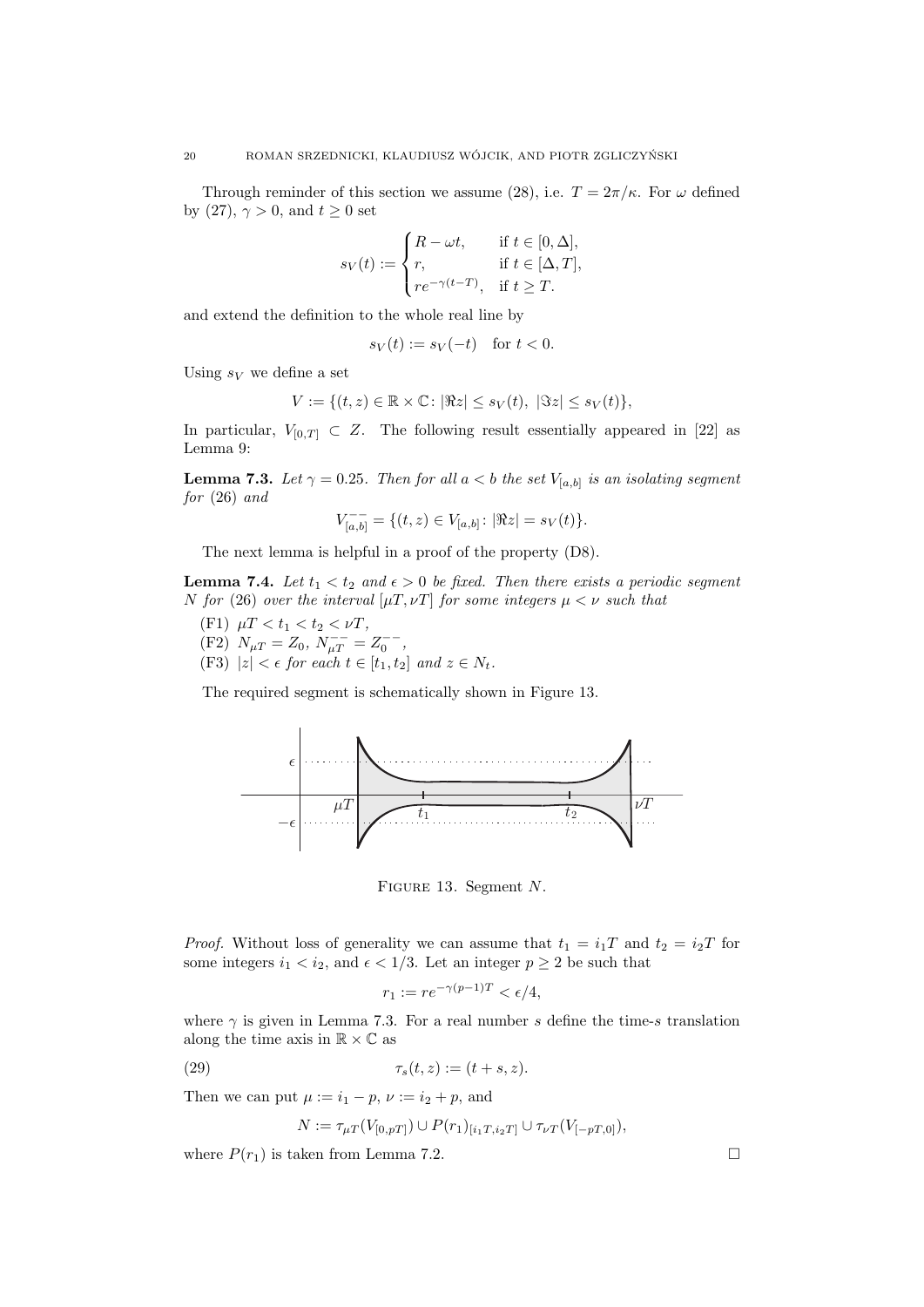Through reminder of this section we assume (28), i.e. $T = 2\pi/\kappa$. For $\omega$ defined by (27), $\gamma > 0$, and $t \geq 0$ set

$$s_V(t) := \begin{cases} R - \omega t, & \text{if } t \in [0, \Delta], \\ r, & \text{if } t \in [\Delta, T], \\ re^{-\gamma(t-T)}, & \text{if } t \geq T. \end{cases}$$

and extend the definition to the whole real line by

$$s_V(t) := s_V(-t) \quad \text{for } t < 0.$$

Using $s_V$ we define a set

$$V := \{(t, z) \in \mathbb{R} \times \mathbb{C} \colon |\Re z| \leq s_V(t),\ |\Im z| \leq s_V(t)\},$$

In particular, $V_{[0,T]} \subset Z$. The following result essentially appeared in [22] as Lemma 9:

**Lemma 7.3.** *Let $\gamma = 0.25$. Then for all $a < b$ the set $V_{[a,b]}$ is an isolating segment for* (26) *and*

$$V^{--}_{[a,b]} = \{(t, z) \in V_{[a,b]} \colon |\Re z| = s_V(t)\}.$$

The next lemma is helpful in a proof of the property (D8).

**Lemma 7.4.** *Let $t_1 < t_2$ and $\epsilon > 0$ be fixed. Then there exists a periodic segment $N$ for* (26) *over the interval $[\mu T, \nu T]$ for some integers $\mu < \nu$ such that*

(F1) $\mu T < t_1 < t_2 < \nu T$,
(F2) $N_{\mu T} = Z_0$, $N^{--}_{\mu T} = Z^{--}_0$,
(F3) $|z| < \epsilon$ *for each $t \in [t_1, t_2]$ and $z \in N_t$.*

The required segment is schematically shown in Figure 13.

Figure 13. Segment $N$.

*Proof.* Without loss of generality we can assume that $t_1 = i_1 T$ and $t_2 = i_2 T$ for some integers $i_1 < i_2$, and $\epsilon < 1/3$. Let an integer $p \geq 2$ be such that

$$r_1 := re^{-\gamma(p-1)T} < \epsilon/4,$$

where $\gamma$ is given in Lemma 7.3. For a real number $s$ define the time-$s$ translation along the time axis in $\mathbb{R} \times \mathbb{C}$ as

$$\tau_s(t, z) := (t + s, z). \tag{29}$$

Then we can put $\mu := i_1 - p$, $\nu := i_2 + p$, and

$$N := \tau_{\mu T}(V_{[0,pT]}) \cup P(r_1)_{[i_1 T, i_2 T]} \cup \tau_{\nu T}(V_{[-pT,0]}),$$

where $P(r_1)$ is taken from Lemma 7.2. $\square$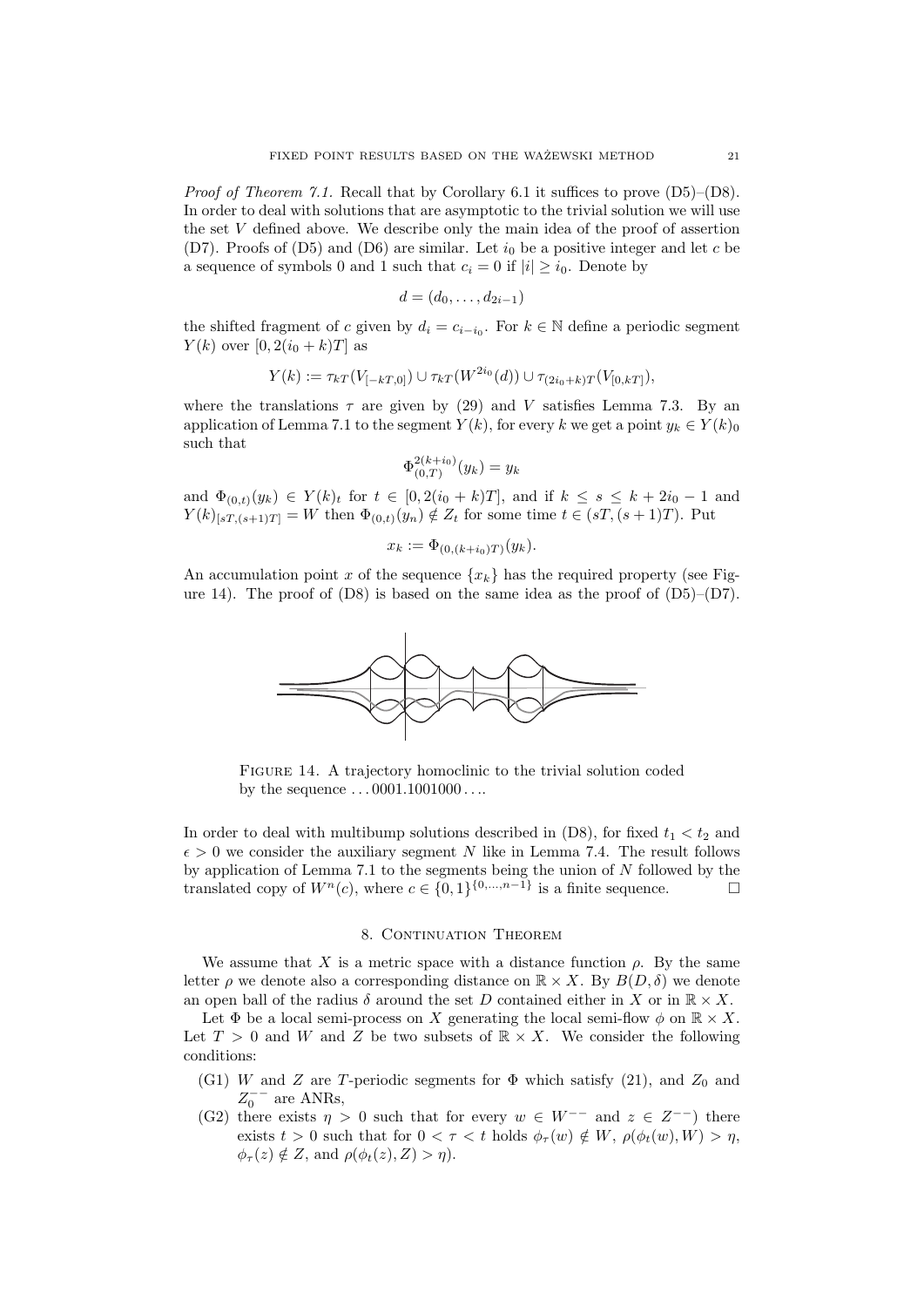*Proof of Theorem 7.1.* Recall that by Corollary 6.1 it suffices to prove (D5)–(D8). In order to deal with solutions that are asymptotic to the trivial solution we will use the set $V$ defined above. We describe only the main idea of the proof of assertion (D7). Proofs of (D5) and (D6) are similar. Let $i_0$ be a positive integer and let $c$ be a sequence of symbols 0 and 1 such that $c_i = 0$ if $|i| \geq i_0$. Denote by

$$d = (d_0, \ldots, d_{2i-1})$$

the shifted fragment of $c$ given by $d_i = c_{i-i_0}$. For $k \in \mathbb{N}$ define a periodic segment $Y(k)$ over $[0, 2(i_0 + k)T]$ as

$$Y(k) := \tau_{kT}(V_{[-kT,0]}) \cup \tau_{kT}(W^{2i_0}(d)) \cup \tau_{(2i_0+k)T}(V_{[0,kT]}),$$

where the translations $\tau$ are given by (29) and $V$ satisfies Lemma 7.3. By an application of Lemma 7.1 to the segment $Y(k)$, for every $k$ we get a point $y_k \in Y(k)_0$ such that

$$\Phi^{2(k+i_0)}_{(0,T)}(y_k) = y_k$$

and $\Phi_{(0,t)}(y_k) \in Y(k)_t$ for $t \in [0, 2(i_0 + k)T]$, and if $k \leq s \leq k + 2i_0 - 1$ and $Y(k)_{[sT,(s+1)T]} = W$ then $\Phi_{(0,t)}(y_n) \notin Z_t$ for some time $t \in (sT, (s + 1)T)$. Put

$$x_k := \Phi_{(0,(k+i_0)T)}(y_k).$$

An accumulation point $x$ of the sequence $\{x_k\}$ has the required property (see Figure 14). The proof of (D8) is based on the same idea as the proof of (D5)–(D7).

Figure 14. A trajectory homoclinic to the trivial solution coded by the sequence $\ldots 0001.1001000 \ldots$.

In order to deal with multibump solutions described in (D8), for fixed $t_1 < t_2$ and $\epsilon > 0$ we consider the auxiliary segment $N$ like in Lemma 7.4. The result follows by application of Lemma 7.1 to the segments being the union of $N$ followed by the translated copy of $W^n(c)$, where $c \in \{0, 1\}^{\{0,\ldots,n-1\}}$ is a finite sequence. □

## 8. Continuation Theorem

We assume that $X$ is a metric space with a distance function $\rho$. By the same letter $\rho$ we denote also a corresponding distance on $\mathbb{R} \times X$. By $B(D, \delta)$ we denote an open ball of the radius $\delta$ around the set $D$ contained either in $X$ or in $\mathbb{R} \times X$.

Let $\Phi$ be a local semi-process on $X$ generating the local semi-flow $\phi$ on $\mathbb{R} \times X$. Let $T > 0$ and $W$ and $Z$ be two subsets of $\mathbb{R} \times X$. We consider the following conditions:

- (G1) $W$ and $Z$ are $T$-periodic segments for $\Phi$ which satisfy (21), and $Z_0$ and $Z_0^{--}$ are ANRs,
- (G2) there exists $\eta > 0$ such that for every $w \in W^{--}$ and $z \in Z^{--}$) there exists $t > 0$ such that for $0 < \tau < t$ holds $\phi_\tau(w) \notin W$, $\rho(\phi_t(w), W) > \eta$, $\phi_\tau(z) \notin Z$, and $\rho(\phi_t(z), Z) > \eta$).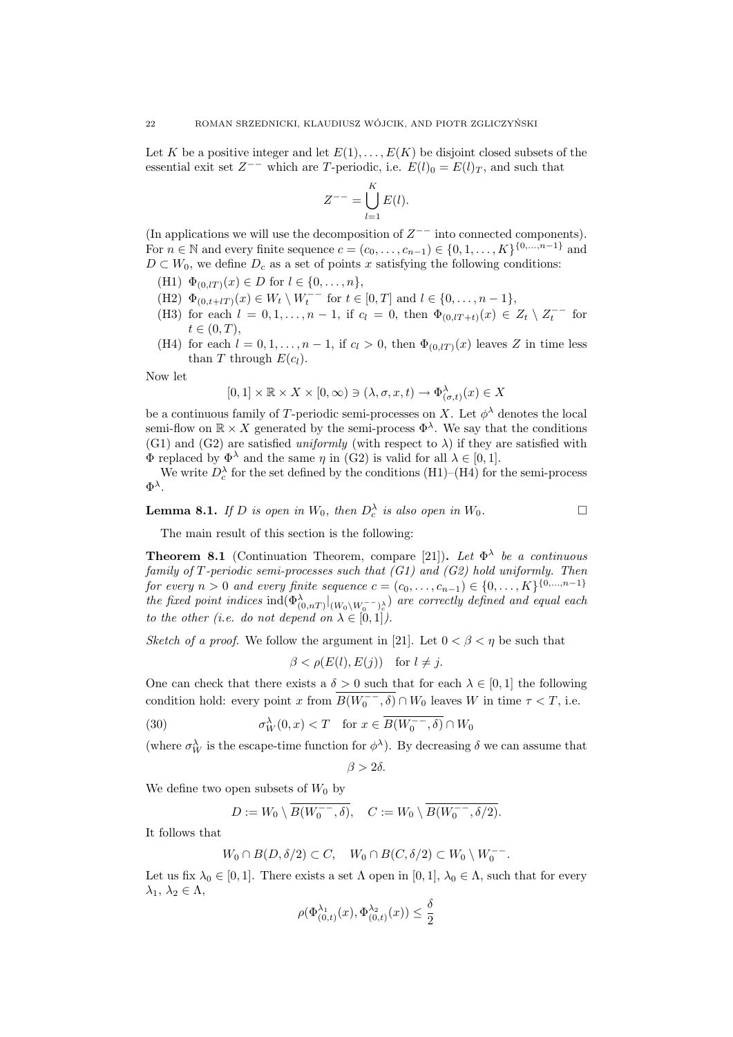Let $K$ be a positive integer and let $E(1), \ldots, E(K)$ be disjoint closed subsets of the essential exit set $Z^{--}$ which are $T$-periodic, i.e. $E(l)_0 = E(l)_T$, and such that

$$Z^{--} = \bigcup_{l=1}^{K} E(l).$$

(In applications we will use the decomposition of $Z^{--}$ into connected components). For $n \in \mathbb{N}$ and every finite sequence $c = (c_0, \ldots, c_{n-1}) \in \{0, 1, \ldots, K\}^{\{0,\ldots,n-1\}}$ and $D \subset W_0$, we define $D_c$ as a set of points $x$ satisfying the following conditions:

- (H1) $\Phi_{(0,lT)}(x) \in D$ for $l \in \{0, \ldots, n\}$,
- (H2) $\Phi_{(0,t+lT)}(x) \in W_t \setminus W_t^{--}$ for $t \in [0, T]$ and $l \in \{0, \ldots, n-1\}$,
- (H3) for each $l = 0, 1, \ldots, n-1$, if $c_l = 0$, then $\Phi_{(0,lT+t)}(x) \in Z_t \setminus Z_t^{--}$ for $t \in (0, T)$,
- (H4) for each $l = 0, 1, \ldots, n-1$, if $c_l > 0$, then $\Phi_{(0,lT)}(x)$ leaves $Z$ in time less than $T$ through $E(c_l)$.

Now let

$$[0,1] \times \mathbb{R} \times X \times [0, \infty) \ni (\lambda, \sigma, x, t) \to \Phi^{\lambda}_{(\sigma,t)}(x) \in X$$

be a continuous family of $T$-periodic semi-processes on $X$. Let $\phi^\lambda$ denotes the local semi-flow on $\mathbb{R} \times X$ generated by the semi-process $\Phi^\lambda$. We say that the conditions (G1) and (G2) are satisfied *uniformly* (with respect to $\lambda$) if they are satisfied with $\Phi$ replaced by $\Phi^\lambda$ and the same $\eta$ in (G2) is valid for all $\lambda \in [0, 1]$.

We write $D_c^\lambda$ for the set defined by the conditions (H1)–(H4) for the semi-process $\Phi^\lambda$.

**Lemma 8.1.** *If $D$ is open in $W_0$, then $D_c^\lambda$ is also open in $W_0$.* □

The main result of this section is the following:

**Theorem 8.1** (Continuation Theorem, compare [21]). *Let $\Phi^\lambda$ be a continuous family of $T$-periodic semi-processes such that (G1) and (G2) hold uniformly. Then for every $n > 0$ and every finite sequence $c = (c_0, \ldots, c_{n-1}) \in \{0, 1, \ldots, K\}^{\{0,\ldots,n-1\}}$ the fixed point indices $\operatorname{ind}(\Phi^\lambda_{(0,nT)}|_{(W_0 \setminus W_0^{--})^\lambda_c})$ are correctly defined and equal each to the other (i.e. do not depend on $\lambda \in [0, 1]$).*

*Sketch of a proof.* We follow the argument in [21]. Let $0 < \beta < \eta$ be such that

$$\beta < \rho(E(l), E(j)) \quad \text{for } l \neq j.$$

One can check that there exists a $\delta > 0$ such that for each $\lambda \in [0, 1]$ the following condition hold: every point $x$ from $\overline{B(W_0^{--}, \delta)} \cap W_0$ leaves $W$ in time $\tau < T$, i.e.

$$\sigma^\lambda_W(0, x) < T \quad \text{for } x \in \overline{B(W_0^{--}, \delta)} \cap W_0 \tag{30}$$

(where $\sigma^\lambda_W$ is the escape-time function for $\phi^\lambda$). By decreasing $\delta$ we can assume that

$$\beta > 2\delta.$$

We define two open subsets of $W_0$ by

$$D := W_0 \setminus \overline{B(W_0^{--}, \delta)}, \quad C := W_0 \setminus \overline{B(W_0^{--}, \delta/2)}.$$

It follows that

$$W_0 \cap B(D, \delta/2) \subset C, \quad W_0 \cap B(C, \delta/2) \subset W_0 \setminus W_0^{--}.$$

Let us fix $\lambda_0 \in [0, 1]$. There exists a set $\Lambda$ open in $[0, 1]$, $\lambda_0 \in \Lambda$, such that for every $\lambda_1$, $\lambda_2 \in \Lambda$,

$$\rho(\Phi^{\lambda_1}_{(0,t)}(x), \Phi^{\lambda_2}_{(0,t)}(x)) \leq \frac{\delta}{2}$$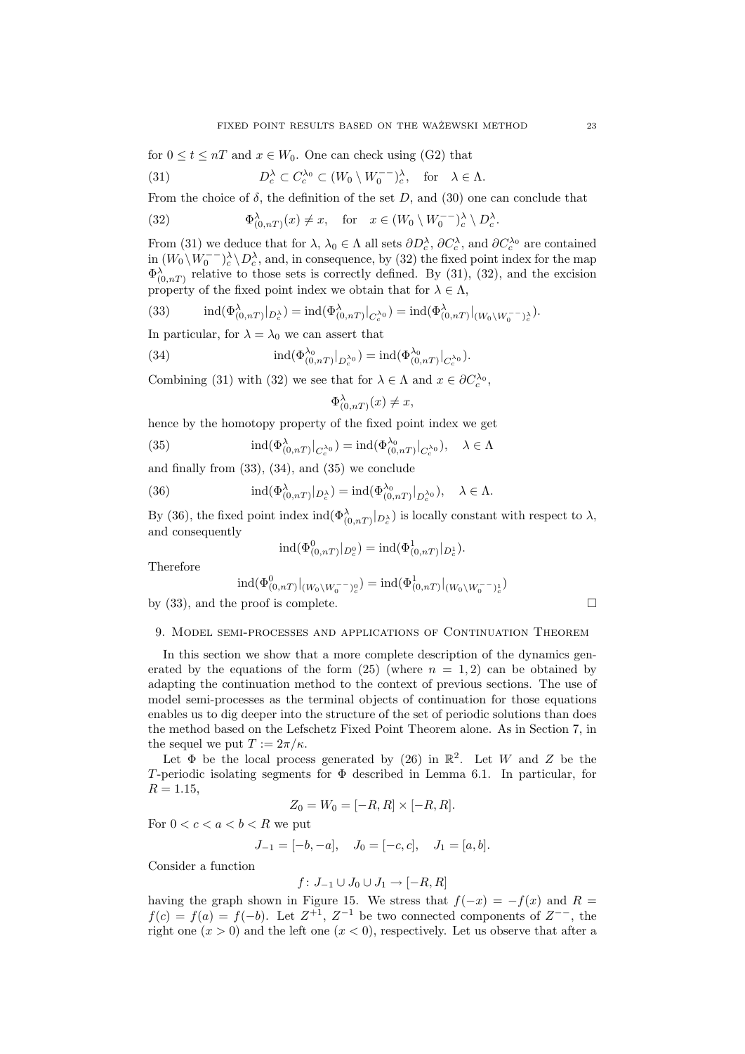for $0 \le t \le nT$ and $x \in W_0$. One can check using (G2) that

$$D_c^\lambda \subset C_c^{\lambda_0} \subset (W_0 \setminus W_0^{--})_c^\lambda, \quad \text{for} \quad \lambda \in \Lambda. \tag{31}$$

From the choice of $\delta$, the definition of the set $D$, and (30) one can conclude that

$$\Phi^\lambda_{(0,nT)}(x) \neq x, \quad \text{for} \quad x \in (W_0 \setminus W_0^{--})_c^\lambda \setminus D_c^\lambda. \tag{32}$$

From (31) we deduce that for $\lambda$, $\lambda_0 \in \Lambda$ all sets $\partial D_c^\lambda$, $\partial C_c^\lambda$, and $\partial C_c^{\lambda_0}$ are contained in $(W_0 \setminus W_0^{--})_c^\lambda \setminus D_c^\lambda$, and, in consequence, by (32) the fixed point index for the map $\Phi^\lambda_{(0,nT)}$ relative to those sets is correctly defined. By (31), (32), and the excision property of the fixed point index we obtain that for $\lambda \in \Lambda$,

$$\operatorname{ind}(\Phi^\lambda_{(0,nT)}|_{D_c^\lambda}) = \operatorname{ind}(\Phi^\lambda_{(0,nT)}|_{C_c^{\lambda_0}}) = \operatorname{ind}(\Phi^\lambda_{(0,nT)}|_{(W_0 \setminus W_0^{--})_c^\lambda}). \tag{33}$$

In particular, for $\lambda = \lambda_0$ we can assert that

$$\operatorname{ind}(\Phi^{\lambda_0}_{(0,nT)}|_{D_c^{\lambda_0}}) = \operatorname{ind}(\Phi^{\lambda_0}_{(0,nT)}|_{C_c^{\lambda_0}}). \tag{34}$$

Combining (31) with (32) we see that for $\lambda \in \Lambda$ and $x \in \partial C_c^{\lambda_0}$,

$$\Phi^\lambda_{(0,nT)}(x) \neq x,$$

hence by the homotopy property of the fixed point index we get

$$\operatorname{ind}(\Phi^\lambda_{(0,nT)}|_{C_c^{\lambda_0}}) = \operatorname{ind}(\Phi^{\lambda_0}_{(0,nT)}|_{C_c^{\lambda_0}}), \quad \lambda \in \Lambda \tag{35}$$

and finally from (33), (34), and (35) we conclude

$$\operatorname{ind}(\Phi^\lambda_{(0,nT)}|_{D_c^\lambda}) = \operatorname{ind}(\Phi^{\lambda_0}_{(0,nT)}|_{D_c^{\lambda_0}}), \quad \lambda \in \Lambda. \tag{36}$$

By (36), the fixed point index $\operatorname{ind}(\Phi^\lambda_{(0,nT)}|_{D_c^\lambda})$ is locally constant with respect to $\lambda$, and consequently

$$\operatorname{ind}(\Phi^0_{(0,nT)}|_{D_c^0}) = \operatorname{ind}(\Phi^1_{(0,nT)}|_{D_c^1}).$$

Therefore

$$\operatorname{ind}(\Phi^0_{(0,nT)}|_{(W_0 \setminus W_0^{--})_c^0}) = \operatorname{ind}(\Phi^1_{(0,nT)}|_{(W_0 \setminus W_0^{--})_c^1})$$

by (33), and the proof is complete. □

## 9. Model semi-processes and applications of Continuation Theorem

In this section we show that a more complete description of the dynamics generated by the equations of the form (25) (where $n = 1, 2$) can be obtained by adapting the continuation method to the context of previous sections. The use of model semi-processes as the terminal objects of continuation for those equations enables us to dig deeper into the structure of the set of periodic solutions than does the method based on the Lefschetz Fixed Point Theorem alone. As in Section 7, in the sequel we put $T := 2\pi/\kappa$.

Let $\Phi$ be the local process generated by (26) in $\mathbb{R}^2$. Let $W$ and $Z$ be the $T$-periodic isolating segments for $\Phi$ described in Lemma 6.1. In particular, for $R = 1.15$,

$$Z_0 = W_0 = [-R, R] \times [-R, R].$$

For $0 < c < a < b < R$ we put

$$J_{-1} = [-b, -a], \quad J_0 = [-c, c], \quad J_1 = [a, b].$$

Consider a function

$$f \colon J_{-1} \cup J_0 \cup J_1 \to [-R, R]$$

having the graph shown in Figure 15. We stress that $f(-x) = -f(x)$ and $R = f(c) = f(a) = f(-b)$. Let $Z^{+1}$, $Z^{-1}$ be two connected components of $Z^{--}$, the right one ($x > 0$) and the left one ($x < 0$), respectively. Let us observe that after a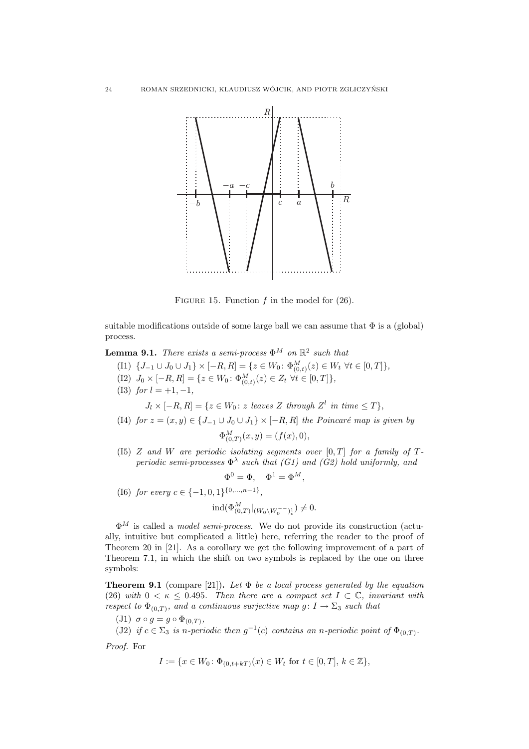FIGURE 15. Function $f$ in the model for (26).

suitable modifications outside of some large ball we can assume that $\Phi$ is a (global) process.

**Lemma 9.1.** *There exists a semi-process $\Phi^M$ on $\mathbb{R}^2$ such that*

(I1) $\{J_{-1} \cup J_0 \cup J_1\} \times [-R, R] = \{z \in W_0 \colon \Phi^M_{(0,t)}(z) \in W_t \ \forall t \in [0, T]\}$,

(I2) $J_0 \times [-R, R] = \{z \in W_0 \colon \Phi^M_{(0,t)}(z) \in Z_t \ \forall t \in [0, T]\}$,

(I3) *for $l = +1, -1$,*

$$J_l \times [-R, R] = \{z \in W_0 \colon z \text{ leaves } Z \text{ through } Z^l \text{ in time} \leq T\},$$

(I4) *for $z = (x, y) \in \{J_{-1} \cup J_0 \cup J_1\} \times [-R, R]$ the Poincaré map is given by*

$$\Phi^M_{(0,T)}(x, y) = (f(x), 0),$$

(I5) *$Z$ and $W$ are periodic isolating segments over $[0, T]$ for a family of $T$-periodic semi-processes $\Phi^\lambda$ such that (G1) and (G2) hold uniformly, and*

$$\Phi^0 = \Phi, \quad \Phi^1 = \Phi^M,$$

(I6) *for every $c \in \{-1, 0, 1\}^{\{0,\ldots,n-1\}}$,*

$$\operatorname{ind}(\Phi^M_{(0,T)}|_{(W_0 \setminus W_0^{--})^1_c}) \neq 0.$$

$\Phi^M$ is called a *model semi-process*. We do not provide its construction (actually, intuitive but complicated a little) here, referring the reader to the proof of Theorem 20 in [21]. As a corollary we get the following improvement of a part of Theorem 7.1, in which the shift on two symbols is replaced by the one on three symbols:

**Theorem 9.1** (compare [21]). *Let $\Phi$ be a local process generated by the equation (26) with $0 < \kappa \leq 0.495$. Then there are a compact set $I \subset \mathbb{C}$, invariant with respect to $\Phi_{(0,T)}$, and a continuous surjective map $g \colon I \to \Sigma_3$ such that*

(J1) $\sigma \circ g = g \circ \Phi_{(0,T)}$,

(J2) *if $c \in \Sigma_3$ is $n$-periodic then $g^{-1}(c)$ contains an $n$-periodic point of $\Phi_{(0,T)}$.*

*Proof.* For

$$I := \{x \in W_0 \colon \Phi_{(0,t+kT)}(x) \in W_t \text{ for } t \in [0, T],\, k \in \mathbb{Z}\},$$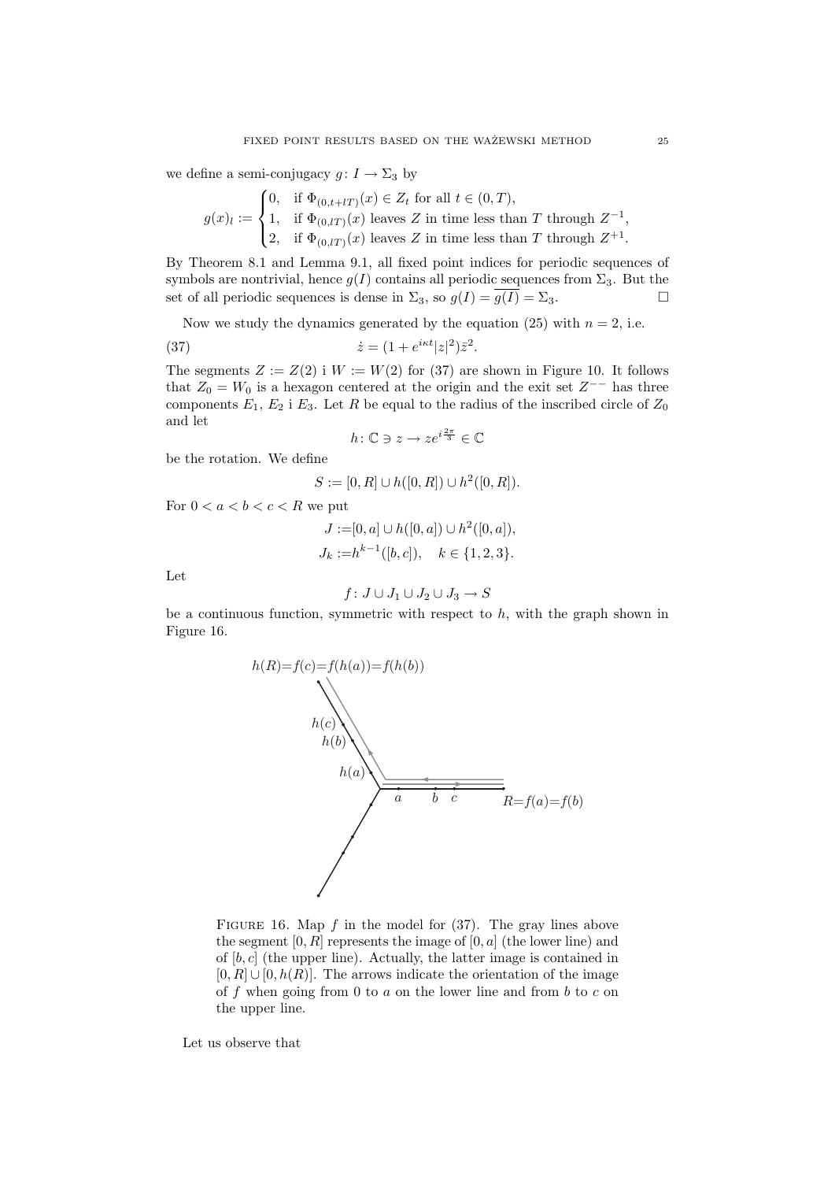we define a semi-conjugacy $g\colon I \to \Sigma_3$ by

$$g(x)_l := \begin{cases} 0, & \text{if } \Phi_{(0,t+lT)}(x) \in Z_t \text{ for all } t \in (0,T), \\ 1, & \text{if } \Phi_{(0,lT)}(x) \text{ leaves } Z \text{ in time less than } T \text{ through } Z^{-1}, \\ 2, & \text{if } \Phi_{(0,lT)}(x) \text{ leaves } Z \text{ in time less than } T \text{ through } Z^{+1}. \end{cases}$$

By Theorem 8.1 and Lemma 9.1, all fixed point indices for periodic sequences of symbols are nontrivial, hence $g(I)$ contains all periodic sequences from $\Sigma_3$. But the set of all periodic sequences is dense in $\Sigma_3$, so $g(I) = \overline{g(I)} = \Sigma_3$. □

Now we study the dynamics generated by the equation (25) with $n = 2$, i.e.

$$\dot{z} = (1 + e^{i\kappa t}|z|^2)\bar{z}^2. \tag{37}$$

The segments $Z := Z(2)$ i $W := W(2)$ for (37) are shown in Figure 10. It follows that $Z_0 = W_0$ is a hexagon centered at the origin and the exit set $Z^{--}$ has three components $E_1$, $E_2$ i $E_3$. Let $R$ be equal to the radius of the inscribed circle of $Z_0$ and let

$$h\colon \mathbb{C} \ni z \to ze^{i\frac{2\pi}{3}} \in \mathbb{C}$$

be the rotation. We define

$$S := [0, R] \cup h([0, R]) \cup h^2([0, R]).$$

For $0 < a < b < c < R$ we put

$$J := [0, a] \cup h([0, a]) \cup h^2([0, a]),$$
$$J_k := h^{k-1}([b, c]), \quad k \in \{1, 2, 3\}.$$

Let

$$f\colon J \cup J_1 \cup J_2 \cup J_3 \to S$$

be a continuous function, symmetric with respect to $h$, with the graph shown in Figure 16.

FIGURE 16. Map $f$ in the model for (37). The gray lines above the segment $[0, R]$ represents the image of $[0, a]$ (the lower line) and of $[b, c]$ (the upper line). Actually, the latter image is contained in $[0, R] \cup [0, h(R)]$. The arrows indicate the orientation of the image of $f$ when going from 0 to $a$ on the lower line and from $b$ to $c$ on the upper line.

Let us observe that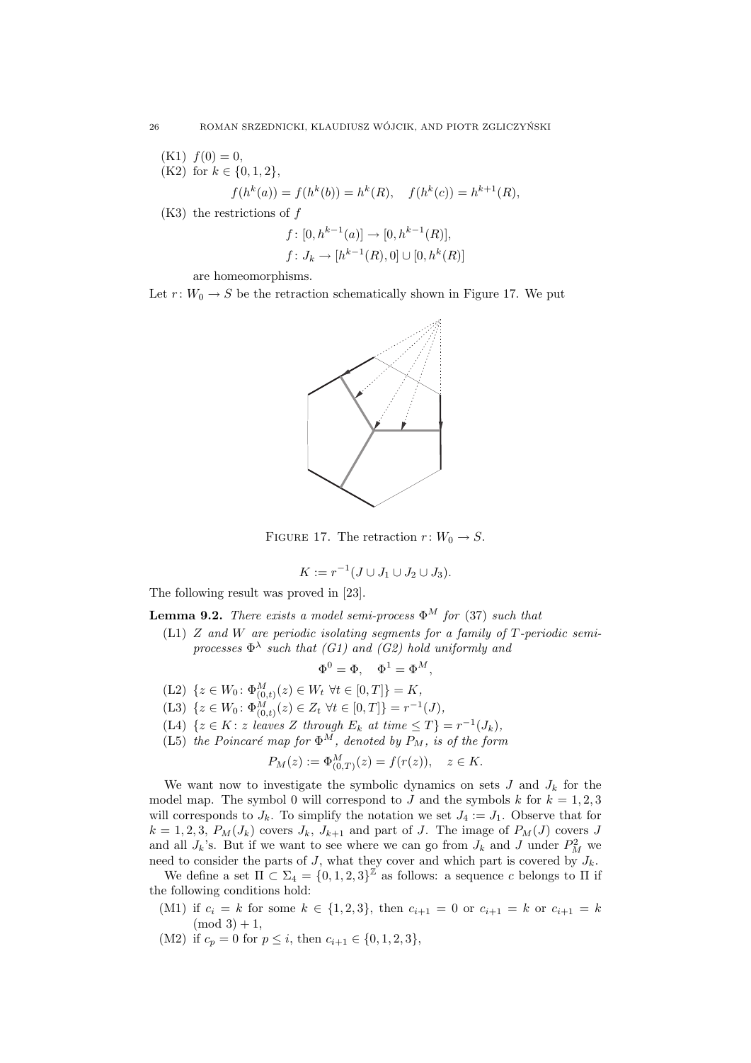(K1) $f(0) = 0$,

(K2) for $k \in \{0, 1, 2\}$,

$$f(h^k(a)) = f(h^k(b)) = h^k(R), \quad f(h^k(c)) = h^{k+1}(R),$$

(K3) the restrictions of $f$

$$f\colon [0, h^{k-1}(a)] \to [0, h^{k-1}(R)],$$
$$f\colon J_k \to [h^{k-1}(R), 0] \cup [0, h^k(R)]$$

are homeomorphisms.

Let $r\colon W_0 \to S$ be the retraction schematically shown in Figure 17. We put

FIGURE 17. The retraction $r\colon W_0 \to S$.

$$K := r^{-1}(J \cup J_1 \cup J_2 \cup J_3).$$

The following result was proved in [23].

**Lemma 9.2.** *There exists a model semi-process $\Phi^M$ for (37) such that*

(L1) *$Z$ and $W$ are periodic isolating segments for a family of $T$-periodic semi-processes $\Phi^\lambda$ such that (G1) and (G2) hold uniformly and*

$$\Phi^0 = \Phi, \quad \Phi^1 = \Phi^M,$$

(L2) $\{z \in W_0 \colon \Phi^M_{(0,t)}(z) \in W_t \ \forall t \in [0, T]\} = K$,

(L3) $\{z \in W_0 \colon \Phi^M_{(0,t)}(z) \in Z_t \ \forall t \in [0, T]\} = r^{-1}(J)$,

(L4) $\{z \in K \colon z$ *leaves $Z$ through $E_k$ at time $\leq T$*$\} = r^{-1}(J_k)$,

(L5) *the Poincaré map for $\Phi^M$, denoted by $P_M$, is of the form*

$$P_M(z) := \Phi^M_{(0,T)}(z) = f(r(z)), \quad z \in K.$$

We want now to investigate the symbolic dynamics on sets $J$ and $J_k$ for the model map. The symbol 0 will correspond to $J$ and the symbols $k$ for $k = 1, 2, 3$ will corresponds to $J_k$. To simplify the notation we set $J_4 := J_1$. Observe that for $k = 1, 2, 3$, $P_M(J_k)$ covers $J_k$, $J_{k+1}$ and part of $J$. The image of $P_M(J)$ covers $J$ and all $J_k$'s. But if we want to see where we can go from $J_k$ and $J$ under $P_M^2$ we need to consider the parts of $J$, what they cover and which part is covered by $J_k$.

We define a set $\Pi \subset \Sigma_4 = \{0, 1, 2, 3\}^{\mathbb{Z}}$ as follows: a sequence $c$ belongs to $\Pi$ if the following conditions hold:

(M1) if $c_i = k$ for some $k \in \{1, 2, 3\}$, then $c_{i+1} = 0$ or $c_{i+1} = k$ or $c_{i+1} = k \pmod 3 + 1$,

(M2) if $c_p = 0$ for $p \leq i$, then $c_{i+1} \in \{0, 1, 2, 3\}$,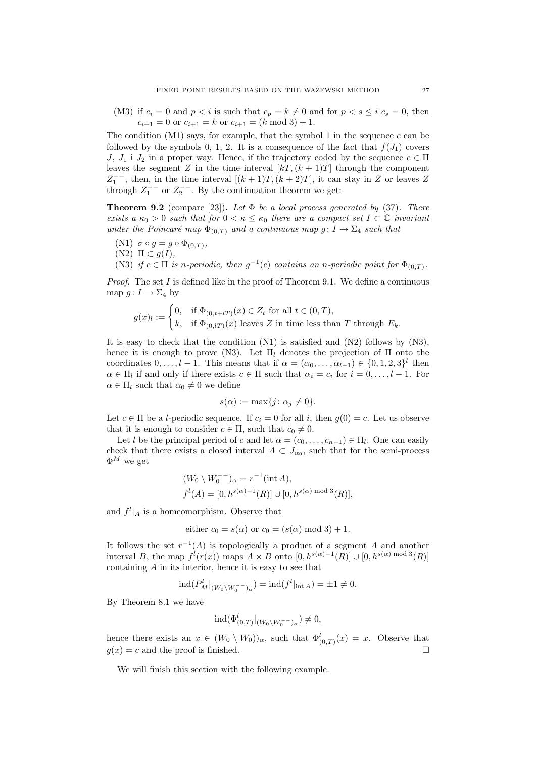(M3) if $c_i = 0$ and $p < i$ is such that $c_p = k \neq 0$ and for $p < s \leq i$ $c_s = 0$, then $c_{i+1} = 0$ or $c_{i+1} = k$ or $c_{i+1} = (k \bmod 3) + 1$.

The condition (M1) says, for example, that the symbol 1 in the sequence $c$ can be followed by the symbols 0, 1, 2. It is a consequence of the fact that $f(J_1)$ covers $J$, $J_1$ i $J_2$ in a proper way. Hence, if the trajectory coded by the sequence $c \in \Pi$ leaves the segment $Z$ in the time interval $[kT, (k+1)T]$ through the component $Z_1^{--}$, then, in the time interval $[(k+1)T, (k+2)T]$, it can stay in $Z$ or leaves $Z$ through $Z_1^{--}$ or $Z_2^{--}$. By the continuation theorem we get:

**Theorem 9.2** (compare [23])**.** *Let $\Phi$ be a local process generated by* (37)*. There exists a $\kappa_0 > 0$ such that for $0 < \kappa \leq \kappa_0$ there are a compact set $I \subset \mathbb{C}$ invariant under the Poincaré map $\Phi_{(0,T)}$ and a continuous map $g\colon I \to \Sigma_4$ such that*

(N1) *$\sigma \circ g = g \circ \Phi_{(0,T)}$,*
(N2) *$\Pi \subset g(I)$,*
(N3) *if $c \in \Pi$ is $n$-periodic, then $g^{-1}(c)$ contains an $n$-periodic point for $\Phi_{(0,T)}$.*

*Proof.* The set $I$ is defined like in the proof of Theorem 9.1. We define a continuous map $g\colon I \to \Sigma_4$ by

$$g(x)_l := \begin{cases} 0, & \text{if } \Phi_{(0,t+lT)}(x) \in Z_t \text{ for all } t \in (0,T), \\ k, & \text{if } \Phi_{(0,lT)}(x) \text{ leaves } Z \text{ in time less than } T \text{ through } E_k. \end{cases}$$

It is easy to check that the condition (N1) is satisfied and (N2) follows by (N3), hence it is enough to prove (N3). Let $\Pi_l$ denotes the projection of $\Pi$ onto the coordinates $0, \ldots, l-1$. This means that if $\alpha = (\alpha_0, \ldots, \alpha_{l-1}) \in \{0,1,2,3\}^l$ then $\alpha \in \Pi_l$ if and only if there exists $c \in \Pi$ such that $\alpha_i = c_i$ for $i = 0, \ldots, l-1$. For $\alpha \in \Pi_l$ such that $\alpha_0 \neq 0$ we define

$$s(\alpha) := \max\{j \colon \alpha_j \neq 0\}.$$

Let $c \in \Pi$ be a $l$-periodic sequence. If $c_i = 0$ for all $i$, then $g(0) = c$. Let us observe that it is enough to consider $c \in \Pi$, such that $c_0 \neq 0$.

Let $l$ be the principal period of $c$ and let $\alpha = (c_0, \ldots, c_{n-1}) \in \Pi_l$. One can easily check that there exists a closed interval $A \subset J_{\alpha_0}$, such that for the semi-process $\Phi^M$ we get

$$(W_0 \setminus W_0^{--})_\alpha = r^{-1}(\operatorname{int} A),$$
$$f^l(A) = [0, h^{s(\alpha)-1}(R)] \cup [0, h^{s(\alpha) \bmod 3}(R)],$$

and $f^l|_A$ is a homeomorphism. Observe that

$$\text{either } c_0 = s(\alpha) \text{ or } c_0 = (s(\alpha) \bmod 3) + 1.$$

It follows the set $r^{-1}(A)$ is topologically a product of a segment $A$ and another interval $B$, the map $f^l(r(x))$ maps $A \times B$ onto $[0, h^{s(\alpha)-1}(R)] \cup [0, h^{s(\alpha) \bmod 3}(R)]$ containing $A$ in its interior, hence it is easy to see that

$$\operatorname{ind}(P_M^l|_{(W_0 \setminus W_0^{--})_\alpha}) = \operatorname{ind}(f^l|_{\operatorname{int} A}) = \pm 1 \neq 0.$$

By Theorem 8.1 we have

$$\operatorname{ind}(\Phi_{(0,T)}^l|_{(W_0 \setminus W_0^{--})_\alpha}) \neq 0,$$

hence there exists an $x \in (W_0 \setminus W_0))_\alpha$, such that $\Phi_{(0,T)}^l(x) = x$. Observe that $g(x) = c$ and the proof is finished. $\square$

We will finish this section with the following example.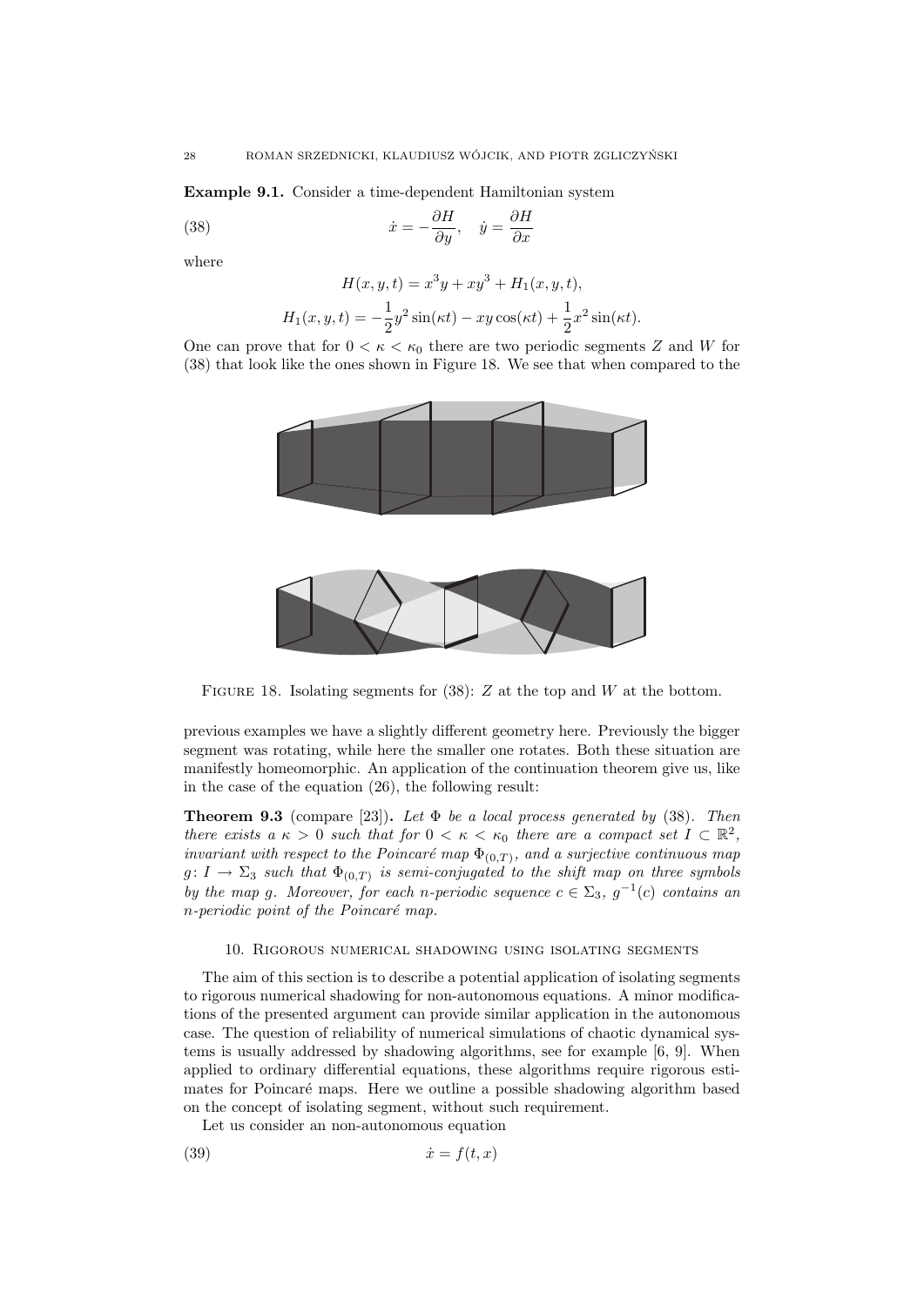**Example 9.1.** Consider a time-dependent Hamiltonian system

$$\dot{x} = -\frac{\partial H}{\partial y}, \quad \dot{y} = \frac{\partial H}{\partial x} \tag{38}$$

where

$$H(x, y, t) = x^3 y + xy^3 + H_1(x, y, t),$$

$$H_1(x, y, t) = -\frac{1}{2}y^2 \sin(\kappa t) - xy\cos(\kappa t) + \frac{1}{2}x^2 \sin(\kappa t).$$

One can prove that for $0 < \kappa < \kappa_0$ there are two periodic segments $Z$ and $W$ for (38) that look like the ones shown in Figure 18. We see that when compared to the previous examples we have a slightly different geometry here. Previously the bigger segment was rotating, while here the smaller one rotates. Both these situation are manifestly homeomorphic. An application of the continuation theorem give us, like in the case of the equation (26), the following result:

Figure 18. Isolating segments for (38): $Z$ at the top and $W$ at the bottom.

**Theorem 9.3** (compare [23])**.** *Let $\Phi$ be a local process generated by* (38)*. Then there exists a $\kappa > 0$ such that for $0 < \kappa < \kappa_0$ there are a compact set $I \subset \mathbb{R}^2$, invariant with respect to the Poincaré map $\Phi_{(0,T)}$, and a surjective continuous map $g\colon I \to \Sigma_3$ such that $\Phi_{(0,T)}$ is semi-conjugated to the shift map on three symbols by the map $g$. Moreover, for each $n$-periodic sequence $c \in \Sigma_3$, $g^{-1}(c)$ contains an $n$-periodic point of the Poincaré map.*

## 10. Rigorous numerical shadowing using isolating segments

The aim of this section is to describe a potential application of isolating segments to rigorous numerical shadowing for non-autonomous equations. A minor modifications of the presented argument can provide similar application in the autonomous case. The question of reliability of numerical simulations of chaotic dynamical systems is usually addressed by shadowing algorithms, see for example [6, 9]. When applied to ordinary differential equations, these algorithms require rigorous estimates for Poincaré maps. Here we outline a possible shadowing algorithm based on the concept of isolating segment, without such requirement.

Let us consider an non-autonomous equation

$$\dot{x} = f(t, x) \tag{39}$$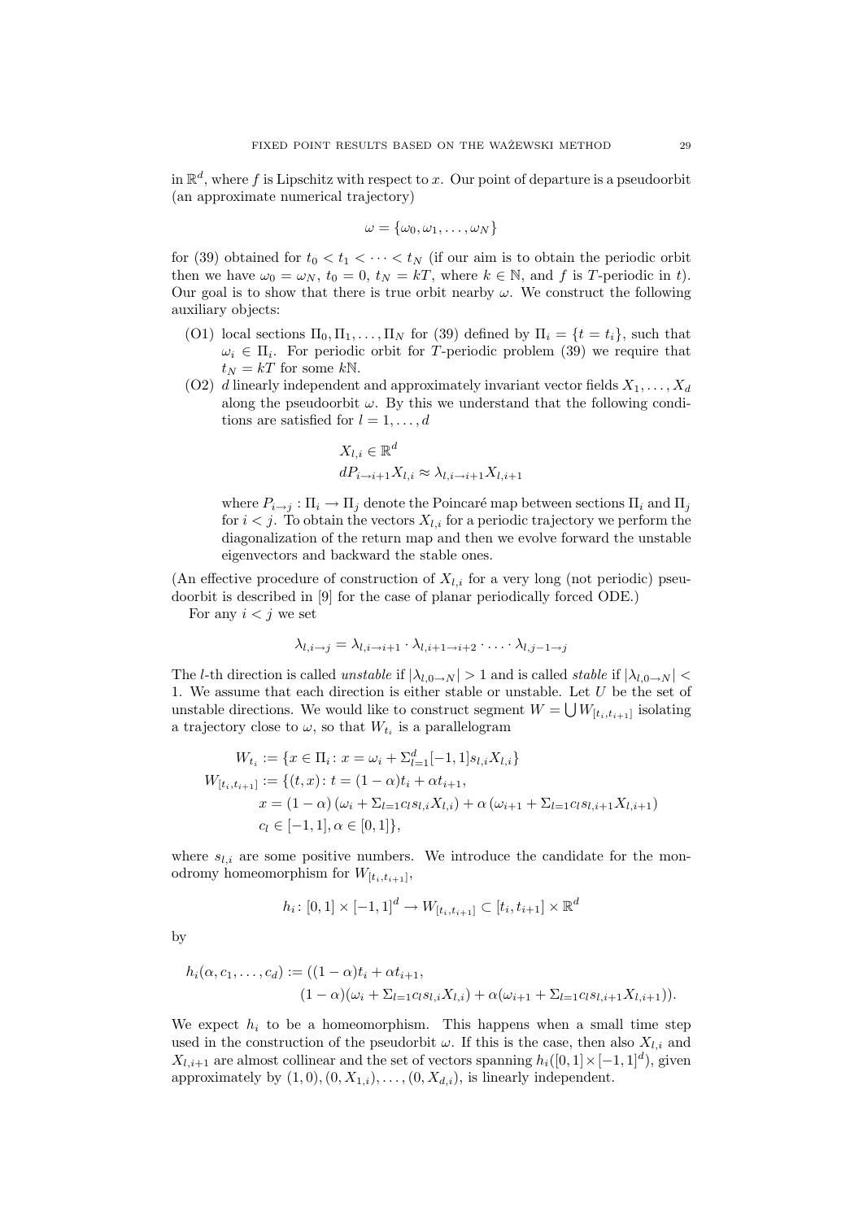in $\mathbb{R}^d$, where $f$ is Lipschitz with respect to $x$. Our point of departure is a pseudoorbit (an approximate numerical trajectory)

$$\omega = \{\omega_0, \omega_1, \dots, \omega_N\}$$

for (39) obtained for $t_0 < t_1 < \dots < t_N$ (if our aim is to obtain the periodic orbit then we have $\omega_0 = \omega_N$, $t_0 = 0$, $t_N = kT$, where $k \in \mathbb{N}$, and $f$ is $T$-periodic in $t$). Our goal is to show that there is true orbit nearby $\omega$. We construct the following auxiliary objects:

- (O1) local sections $\Pi_0, \Pi_1, \dots, \Pi_N$ for (39) defined by $\Pi_i = \{t = t_i\}$, such that $\omega_i \in \Pi_i$. For periodic orbit for $T$-periodic problem (39) we require that $t_N = kT$ for some $k\mathbb{N}$.
- (O2) $d$ linearly independent and approximately invariant vector fields $X_1, \dots, X_d$ along the pseudoorbit $\omega$. By this we understand that the following conditions are satisfied for $l = 1, \dots, d$

$$X_{l,i} \in \mathbb{R}^d$$
$$dP_{i\to i+1} X_{l,i} \approx \lambda_{l,i\to i+1} X_{l,i+1}$$

  where $P_{i\to j} : \Pi_i \to \Pi_j$ denote the Poincaré map between sections $\Pi_i$ and $\Pi_j$ for $i < j$. To obtain the vectors $X_{l,i}$ for a periodic trajectory we perform the diagonalization of the return map and then we evolve forward the unstable eigenvectors and backward the stable ones.

(An effective procedure of construction of $X_{l,i}$ for a very long (not periodic) pseudoorbit is described in [9] for the case of planar periodically forced ODE.)

For any $i < j$ we set

$$\lambda_{l,i\to j} = \lambda_{l,i\to i+1} \cdot \lambda_{l,i+1\to i+2} \cdot \dots \cdot \lambda_{l,j-1\to j}$$

The $l$-th direction is called *unstable* if $|\lambda_{l,0\to N}| > 1$ and is called *stable* if $|\lambda_{l,0\to N}| < 1$. We assume that each direction is either stable or unstable. Let $U$ be the set of unstable directions. We would like to construct segment $W = \bigcup W_{[t_i,t_{i+1}]}$ isolating a trajectory close to $\omega$, so that $W_{t_i}$ is a parallelogram

$$\begin{aligned}
W_{t_i} &:= \{x \in \Pi_i \colon x = \omega_i + \Sigma_{l=1}^d [-1,1] s_{l,i} X_{l,i}\} \\
W_{[t_i,t_{i+1}]} &:= \{(t,x) \colon t = (1-\alpha)t_i + \alpha t_{i+1}, \\
&\qquad x = (1-\alpha)\left(\omega_i + \Sigma_{l=1} c_l s_{l,i} X_{l,i}\right) + \alpha\left(\omega_{i+1} + \Sigma_{l=1} c_l s_{l,i+1} X_{l,i+1}\right) \\
&\qquad c_l \in [-1,1], \alpha \in [0,1]\},
\end{aligned}$$

where $s_{l,i}$ are some positive numbers. We introduce the candidate for the monodromy homeomorphism for $W_{[t_i,t_{i+1}]}$,

$$h_i \colon [0,1] \times [-1,1]^d \to W_{[t_i,t_{i+1}]} \subset [t_i, t_{i+1}] \times \mathbb{R}^d$$

by

$$\begin{aligned}
h_i(\alpha, c_1, \dots, c_d) &:= ((1-\alpha)t_i + \alpha t_{i+1}, \\
&\qquad (1-\alpha)(\omega_i + \Sigma_{l=1} c_l s_{l,i} X_{l,i}) + \alpha(\omega_{i+1} + \Sigma_{l=1} c_l s_{l,i+1} X_{l,i+1})).
\end{aligned}$$

We expect $h_i$ to be a homeomorphism. This happens when a small time step used in the construction of the pseudorbit $\omega$. If this is the case, then also $X_{l,i}$ and $X_{l,i+1}$ are almost collinear and the set of vectors spanning $h_i([0,1] \times [-1,1]^d)$, given approximately by $(1,0), (0, X_{1,i}), \dots, (0, X_{d,i})$, is linearly independent.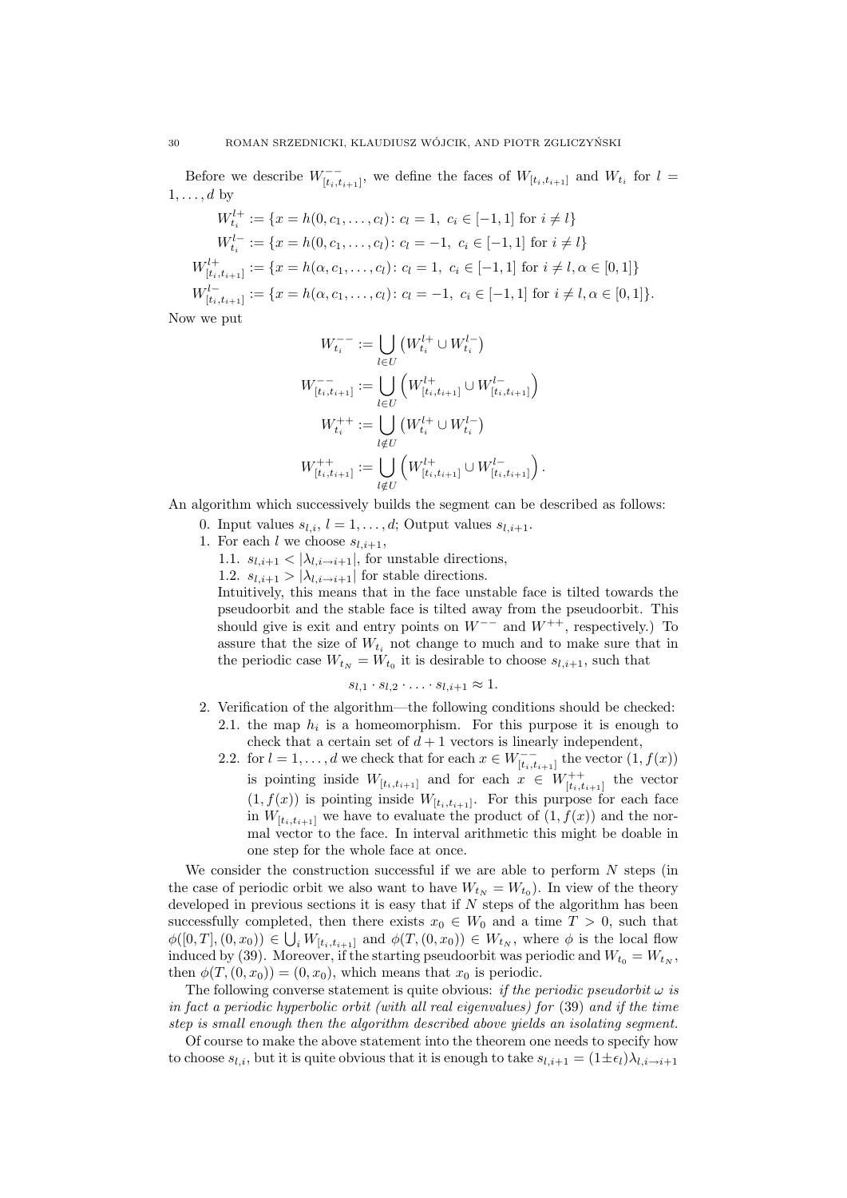Before we describe $W^{--}_{[t_i,t_{i+1}]}$, we define the faces of $W_{[t_i,t_{i+1}]}$ and $W_{t_i}$ for $l = 1,\dots,d$ by

$$
\begin{aligned}
W^{l+}_{t_i} &:= \{x = h(0,c_1,\dots,c_l) \colon c_l = 1,\ c_i \in [-1,1] \text{ for } i \neq l\} \\
W^{l-}_{t_i} &:= \{x = h(0,c_1,\dots,c_l) \colon c_l = -1,\ c_i \in [-1,1] \text{ for } i \neq l\} \\
W^{l+}_{[t_i,t_{i+1}]} &:= \{x = h(\alpha,c_1,\dots,c_l) \colon c_l = 1,\ c_i \in [-1,1] \text{ for } i \neq l, \alpha \in [0,1]\} \\
W^{l-}_{[t_i,t_{i+1}]} &:= \{x = h(\alpha,c_1,\dots,c_l) \colon c_l = -1,\ c_i \in [-1,1] \text{ for } i \neq l, \alpha \in [0,1]\}.
\end{aligned}
$$

Now we put

$$
\begin{aligned}
W^{--}_{t_i} &:= \bigcup_{l\in U} \left(W^{l+}_{t_i} \cup W^{l-}_{t_i}\right) \\
W^{--}_{[t_i,t_{i+1}]} &:= \bigcup_{l\in U} \left(W^{l+}_{[t_i,t_{i+1}]} \cup W^{l-}_{[t_i,t_{i+1}]}\right) \\
W^{++}_{t_i} &:= \bigcup_{l\notin U} \left(W^{l+}_{t_i} \cup W^{l-}_{t_i}\right) \\
W^{++}_{[t_i,t_{i+1}]} &:= \bigcup_{l\notin U} \left(W^{l+}_{[t_i,t_{i+1}]} \cup W^{l-}_{[t_i,t_{i+1}]}\right).
\end{aligned}
$$

An algorithm which successively builds the segment can be described as follows:

0. Input values $s_{l,i}$, $l = 1,\dots,d$; Output values $s_{l,i+1}$.
1. For each $l$ we choose $s_{l,i+1}$,
   1.1. $s_{l,i+1} < |\lambda_{l,i\to i+1}|$, for unstable directions,
   1.2. $s_{l,i+1} > |\lambda_{l,i\to i+1}|$ for stable directions.

   Intuitively, this means that in the face unstable face is tilted towards the pseudoorbit and the stable face is tilted away from the pseudoorbit. This should give is exit and entry points on $W^{--}$ and $W^{++}$, respectively.) To assure that the size of $W_{t_i}$ not change to much and to make sure that in the periodic case $W_{t_N} = W_{t_0}$ it is desirable to choose $s_{l,i+1}$, such that

   $$s_{l,1}\cdot s_{l,2}\cdot \ldots \cdot s_{l,i+1} \approx 1.$$

2. Verification of the algorithm—the following conditions should be checked:
   2.1. the map $h_i$ is a homeomorphism. For this purpose it is enough to check that a certain set of $d+1$ vectors is linearly independent,
   2.2. for $l = 1,\dots,d$ we check that for each $x \in W^{--}_{[t_i,t_{i+1}]}$ the vector $(1, f(x))$ is pointing inside $W_{[t_i,t_{i+1}]}$ and for each $x \in W^{++}_{[t_i,t_{i+1}]}$ the vector $(1, f(x))$ is pointing inside $W_{[t_i,t_{i+1}]}$. For this purpose for each face in $W_{[t_i,t_{i+1}]}$ we have to evaluate the product of $(1, f(x))$ and the normal vector to the face. In interval arithmetic this might be doable in one step for the whole face at once.

We consider the construction successful if we are able to perform $N$ steps (in the case of periodic orbit we also want to have $W_{t_N} = W_{t_0}$). In view of the theory developed in previous sections it is easy that if $N$ steps of the algorithm has been successfully completed, then there exists $x_0 \in W_0$ and a time $T > 0$, such that $\phi([0,T],(0,x_0)) \in \bigcup_i W_{[t_i,t_{i+1}]}$ and $\phi(T,(0,x_0)) \in W_{t_N}$, where $\phi$ is the local flow induced by (39). Moreover, if the starting pseudoorbit was periodic and $W_{t_0} = W_{t_N}$, then $\phi(T,(0,x_0)) = (0,x_0)$, which means that $x_0$ is periodic.

The following converse statement is quite obvious: *if the periodic pseudorbit $\omega$ is in fact a periodic hyperbolic orbit (with all real eigenvalues) for* (39) *and if the time step is small enough then the algorithm described above yields an isolating segment.*

Of course to make the above statement into the theorem one needs to specify how to choose $s_{l,i}$, but it is quite obvious that it is enough to take $s_{l,i+1} = (1\pm\epsilon_l)\lambda_{l,i\to i+1}$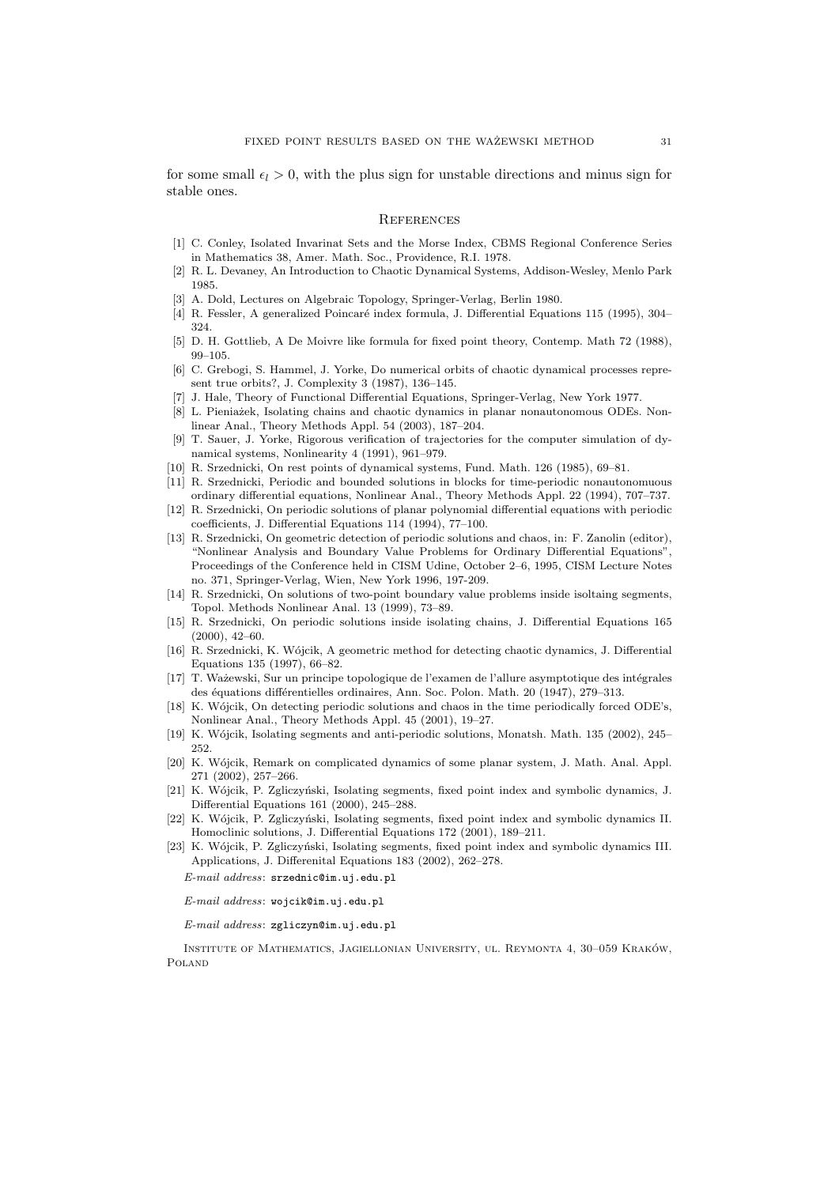for some small $\epsilon_l > 0$, with the plus sign for unstable directions and minus sign for stable ones.

## References

[1] C. Conley, Isolated Invarinat Sets and the Morse Index, CBMS Regional Conference Series in Mathematics 38, Amer. Math. Soc., Providence, R.I. 1978.

[2] R. L. Devaney, An Introduction to Chaotic Dynamical Systems, Addison-Wesley, Menlo Park 1985.

[3] A. Dold, Lectures on Algebraic Topology, Springer-Verlag, Berlin 1980.

[4] R. Fessler, A generalized Poincaré index formula, J. Differential Equations 115 (1995), 304–324.

[5] D. H. Gottlieb, A De Moivre like formula for fixed point theory, Contemp. Math 72 (1988), 99–105.

[6] C. Grebogi, S. Hammel, J. Yorke, Do numerical orbits of chaotic dynamical processes represent true orbits?, J. Complexity 3 (1987), 136–145.

[7] J. Hale, Theory of Functional Differential Equations, Springer-Verlag, New York 1977.

[8] L. Pieniażek, Isolating chains and chaotic dynamics in planar nonautonomous ODEs. Nonlinear Anal., Theory Methods Appl. 54 (2003), 187–204.

[9] T. Sauer, J. Yorke, Rigorous verification of trajectories for the computer simulation of dynamical systems, Nonlinearity 4 (1991), 961–979.

[10] R. Srzednicki, On rest points of dynamical systems, Fund. Math. 126 (1985), 69–81.

[11] R. Srzednicki, Periodic and bounded solutions in blocks for time-periodic nonautonomuous ordinary differential equations, Nonlinear Anal., Theory Methods Appl. 22 (1994), 707–737.

[12] R. Srzednicki, On periodic solutions of planar polynomial differential equations with periodic coefficients, J. Differential Equations 114 (1994), 77–100.

[13] R. Srzednicki, On geometric detection of periodic solutions and chaos, in: F. Zanolin (editor), "Nonlinear Analysis and Boundary Value Problems for Ordinary Differential Equations", Proceedings of the Conference held in CISM Udine, October 2–6, 1995, CISM Lecture Notes no. 371, Springer-Verlag, Wien, New York 1996, 197-209.

[14] R. Srzednicki, On solutions of two-point boundary value problems inside isoltaing segments, Topol. Methods Nonlinear Anal. 13 (1999), 73–89.

[15] R. Srzednicki, On periodic solutions inside isolating chains, J. Differential Equations 165 (2000), 42–60.

[16] R. Srzednicki, K. Wójcik, A geometric method for detecting chaotic dynamics, J. Differential Equations 135 (1997), 66–82.

[17] T. Ważewski, Sur un principe topologique de l'examen de l'allure asymptotique des intégrales des équations différentielles ordinaires, Ann. Soc. Polon. Math. 20 (1947), 279–313.

[18] K. Wójcik, On detecting periodic solutions and chaos in the time periodically forced ODE's, Nonlinear Anal., Theory Methods Appl. 45 (2001), 19–27.

[19] K. Wójcik, Isolating segments and anti-periodic solutions, Monatsh. Math. 135 (2002), 245–252.

[20] K. Wójcik, Remark on complicated dynamics of some planar system, J. Math. Anal. Appl. 271 (2002), 257–266.

[21] K. Wójcik, P. Zgliczyński, Isolating segments, fixed point index and symbolic dynamics, J. Differential Equations 161 (2000), 245–288.

[22] K. Wójcik, P. Zgliczyński, Isolating segments, fixed point index and symbolic dynamics II. Homoclinic solutions, J. Differential Equations 172 (2001), 189–211.

[23] K. Wójcik, P. Zgliczyński, Isolating segments, fixed point index and symbolic dynamics III. Applications, J. Differenital Equations 183 (2002), 262–278.

*E-mail address*: srzednic@im.uj.edu.pl

*E-mail address*: wojcik@im.uj.edu.pl

*E-mail address*: zgliczyn@im.uj.edu.pl

Institute of Mathematics, Jagiellonian University, ul. Reymonta 4, 30–059 Kraków, Poland